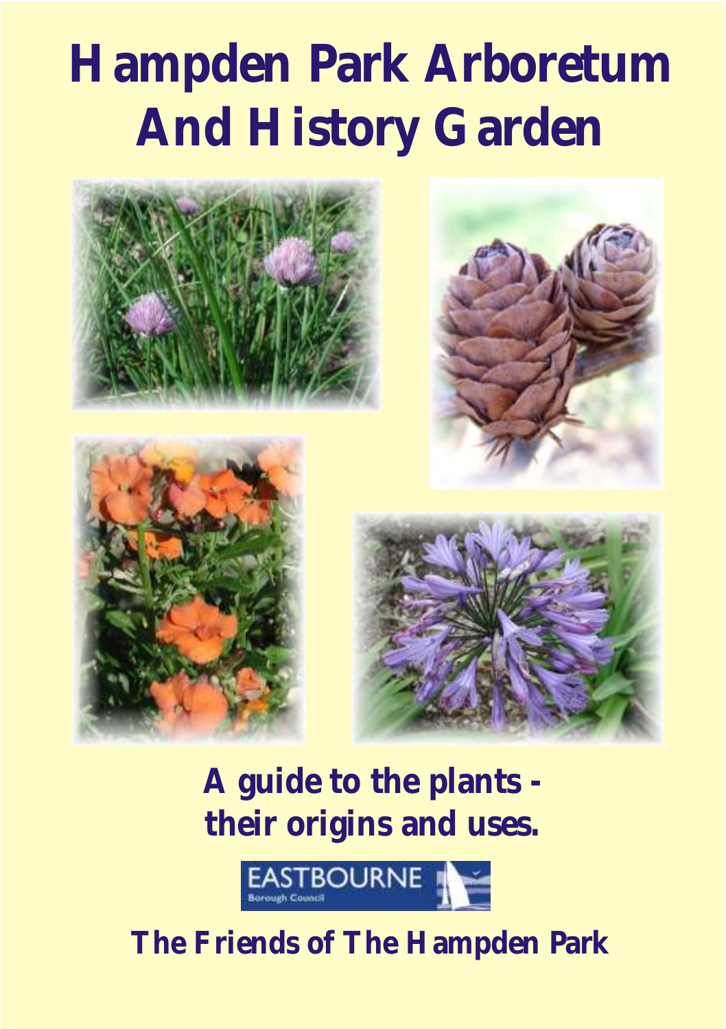# Hampden Park Arboretum And History Garden

**A guide to the plants - their origins and uses.**

EASTBOURNE
Borough Council

**The Friends of The Hampden Park**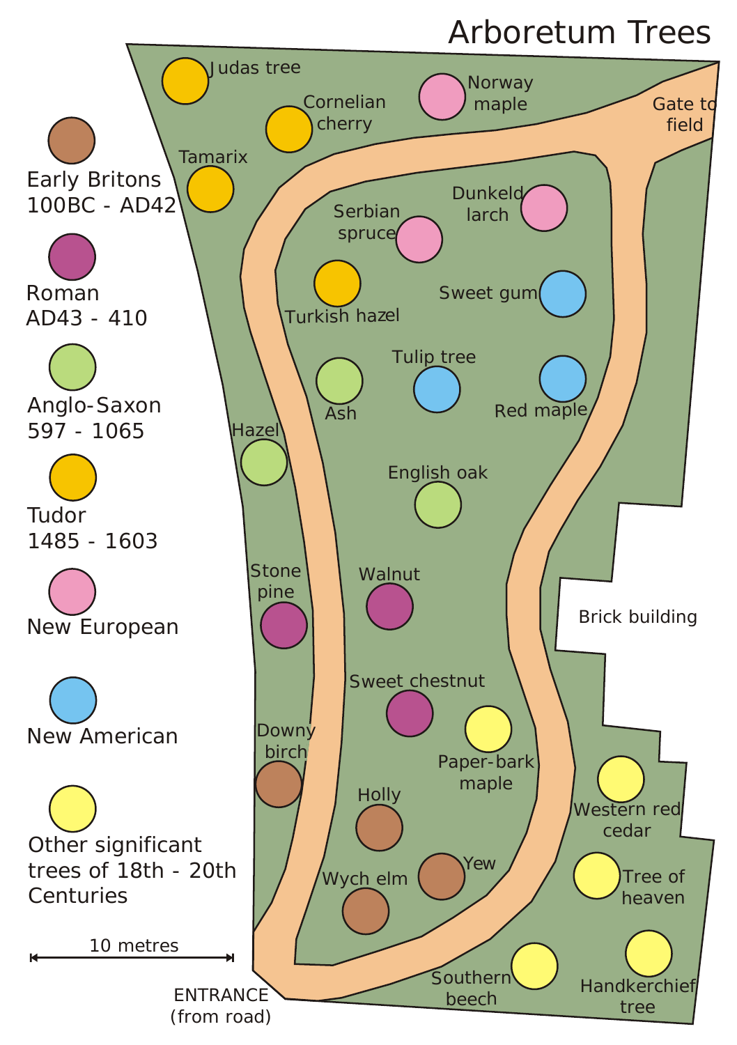# Arboretum Trees

- Early Britons 100BC - AD42
- Roman AD43 - 410
- Anglo-Saxon 597 - 1065
- Tudor 1485 - 1603
- New European
- New American
- Other significant trees of 18th - 20th Centuries

10 metres

Judas tree
Cornelian cherry
Norway maple
Gate to field
Tamarix
Serbian spruce
Dunkeld larch
Turkish hazel
Sweet gum
Tulip tree
Ash
Red maple
Hazel
English oak
Stone pine
Walnut
Brick building
Sweet chestnut
Downy birch
Paper-bark maple
Western red cedar
Holly
Yew
Wych elm
Tree of heaven
Southern beech
Handkerchief tree

ENTRANCE (from road)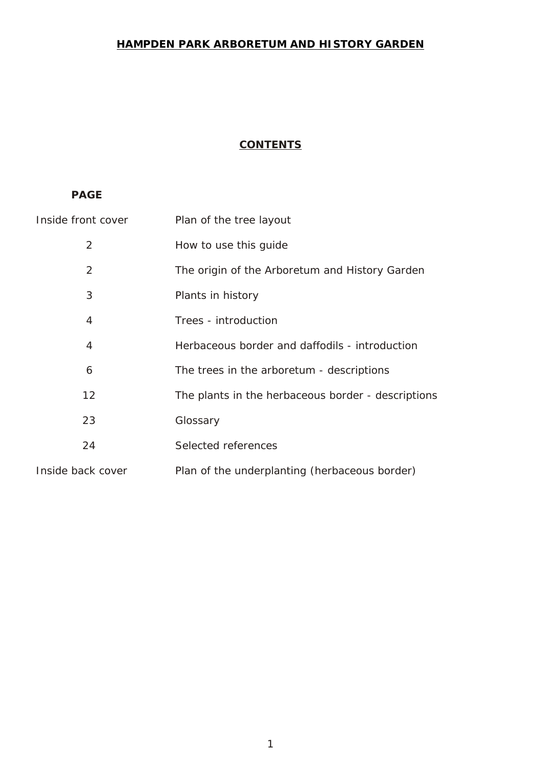# HAMPDEN PARK ARBORETUM AND HISTORY GARDEN

## CONTENTS

| PAGE | |
|---|---|
| Inside front cover | Plan of the tree layout |
| 2 | How to use this guide |
| 2 | The origin of the Arboretum and History Garden |
| 3 | Plants in history |
| 4 | Trees - introduction |
| 4 | Herbaceous border and daffodils - introduction |
| 6 | The trees in the arboretum - descriptions |
| 12 | The plants in the herbaceous border - descriptions |
| 23 | Glossary |
| 24 | Selected references |
| Inside back cover | Plan of the underplanting (herbaceous border) |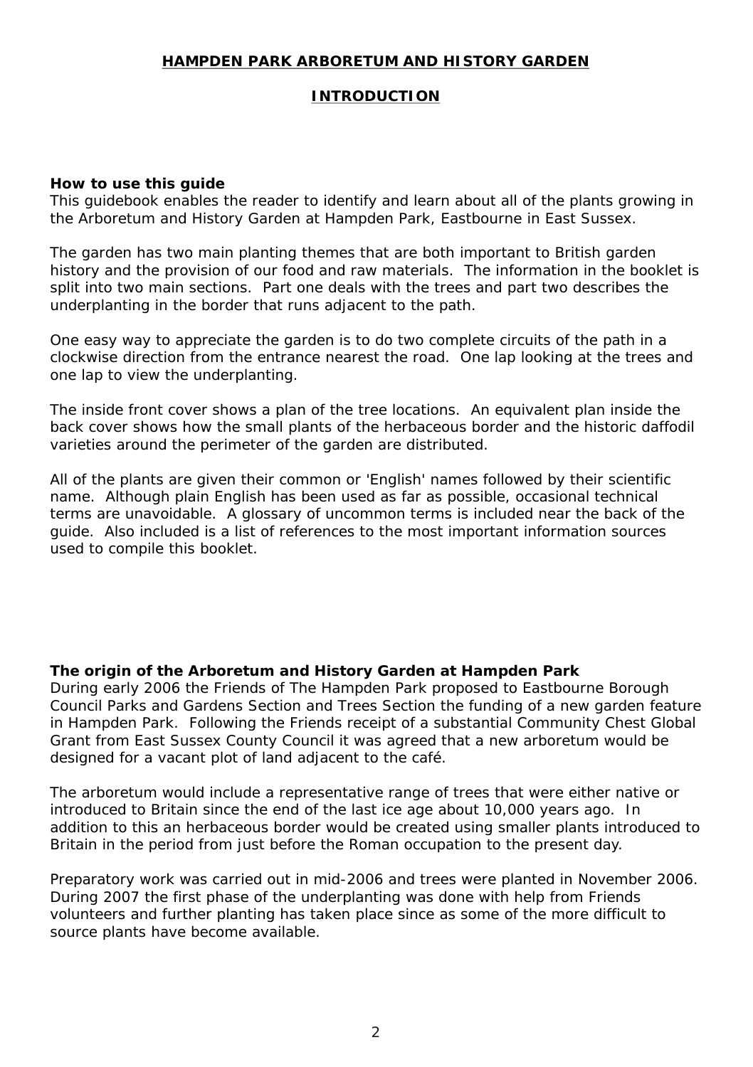# HAMPDEN PARK ARBORETUM AND HISTORY GARDEN

## INTRODUCTION

### How to use this guide

This guidebook enables the reader to identify and learn about all of the plants growing in the Arboretum and History Garden at Hampden Park, Eastbourne in East Sussex.

The garden has two main planting themes that are both important to British garden history and the provision of our food and raw materials. The information in the booklet is split into two main sections. Part one deals with the trees and part two describes the underplanting in the border that runs adjacent to the path.

One easy way to appreciate the garden is to do two complete circuits of the path in a clockwise direction from the entrance nearest the road. One lap looking at the trees and one lap to view the underplanting.

The inside front cover shows a plan of the tree locations. An equivalent plan inside the back cover shows how the small plants of the herbaceous border and the historic daffodil varieties around the perimeter of the garden are distributed.

All of the plants are given their common or 'English' names followed by their scientific name. Although plain English has been used as far as possible, occasional technical terms are unavoidable. A glossary of uncommon terms is included near the back of the guide. Also included is a list of references to the most important information sources used to compile this booklet.

### The origin of the Arboretum and History Garden at Hampden Park

During early 2006 the Friends of The Hampden Park proposed to Eastbourne Borough Council Parks and Gardens Section and Trees Section the funding of a new garden feature in Hampden Park. Following the Friends receipt of a substantial Community Chest Global Grant from East Sussex County Council it was agreed that a new arboretum would be designed for a vacant plot of land adjacent to the café.

The arboretum would include a representative range of trees that were either native or introduced to Britain since the end of the last ice age about 10,000 years ago. In addition to this an herbaceous border would be created using smaller plants introduced to Britain in the period from just before the Roman occupation to the present day.

Preparatory work was carried out in mid-2006 and trees were planted in November 2006. During 2007 the first phase of the underplanting was done with help from Friends volunteers and further planting has taken place since as some of the more difficult to source plants have become available.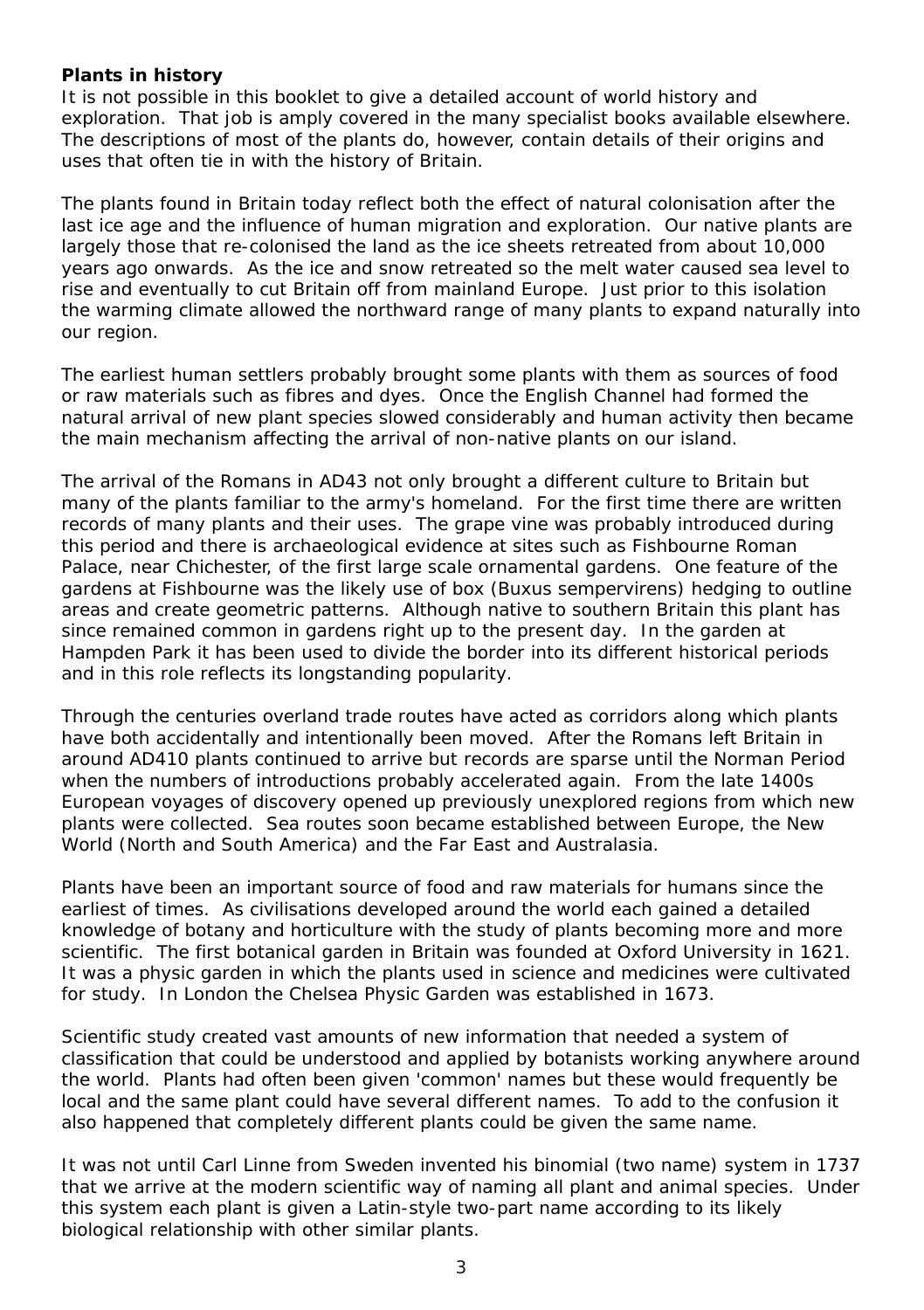**Plants in history**

It is not possible in this booklet to give a detailed account of world history and exploration. That job is amply covered in the many specialist books available elsewhere. The descriptions of most of the plants do, however, contain details of their origins and uses that often tie in with the history of Britain.

The plants found in Britain today reflect both the effect of natural colonisation after the last ice age and the influence of human migration and exploration. Our native plants are largely those that re-colonised the land as the ice sheets retreated from about 10,000 years ago onwards. As the ice and snow retreated so the melt water caused sea level to rise and eventually to cut Britain off from mainland Europe. Just prior to this isolation the warming climate allowed the northward range of many plants to expand naturally into our region.

The earliest human settlers probably brought some plants with them as sources of food or raw materials such as fibres and dyes. Once the English Channel had formed the natural arrival of new plant species slowed considerably and human activity then became the main mechanism affecting the arrival of non-native plants on our island.

The arrival of the Romans in AD43 not only brought a different culture to Britain but many of the plants familiar to the army's homeland. For the first time there are written records of many plants and their uses. The grape vine was probably introduced during this period and there is archaeological evidence at sites such as Fishbourne Roman Palace, near Chichester, of the first large scale ornamental gardens. One feature of the gardens at Fishbourne was the likely use of box (Buxus sempervirens) hedging to outline areas and create geometric patterns. Although native to southern Britain this plant has since remained common in gardens right up to the present day. In the garden at Hampden Park it has been used to divide the border into its different historical periods and in this role reflects its longstanding popularity.

Through the centuries overland trade routes have acted as corridors along which plants have both accidentally and intentionally been moved. After the Romans left Britain in around AD410 plants continued to arrive but records are sparse until the Norman Period when the numbers of introductions probably accelerated again. From the late 1400s European voyages of discovery opened up previously unexplored regions from which new plants were collected. Sea routes soon became established between Europe, the New World (North and South America) and the Far East and Australasia.

Plants have been an important source of food and raw materials for humans since the earliest of times. As civilisations developed around the world each gained a detailed knowledge of botany and horticulture with the study of plants becoming more and more scientific. The first botanical garden in Britain was founded at Oxford University in 1621. It was a physic garden in which the plants used in science and medicines were cultivated for study. In London the Chelsea Physic Garden was established in 1673.

Scientific study created vast amounts of new information that needed a system of classification that could be understood and applied by botanists working anywhere around the world. Plants had often been given 'common' names but these would frequently be local and the same plant could have several different names. To add to the confusion it also happened that completely different plants could be given the same name.

It was not until Carl Linne from Sweden invented his binomial (two name) system in 1737 that we arrive at the modern scientific way of naming all plant and animal species. Under this system each plant is given a Latin-style two-part name according to its likely biological relationship with other similar plants.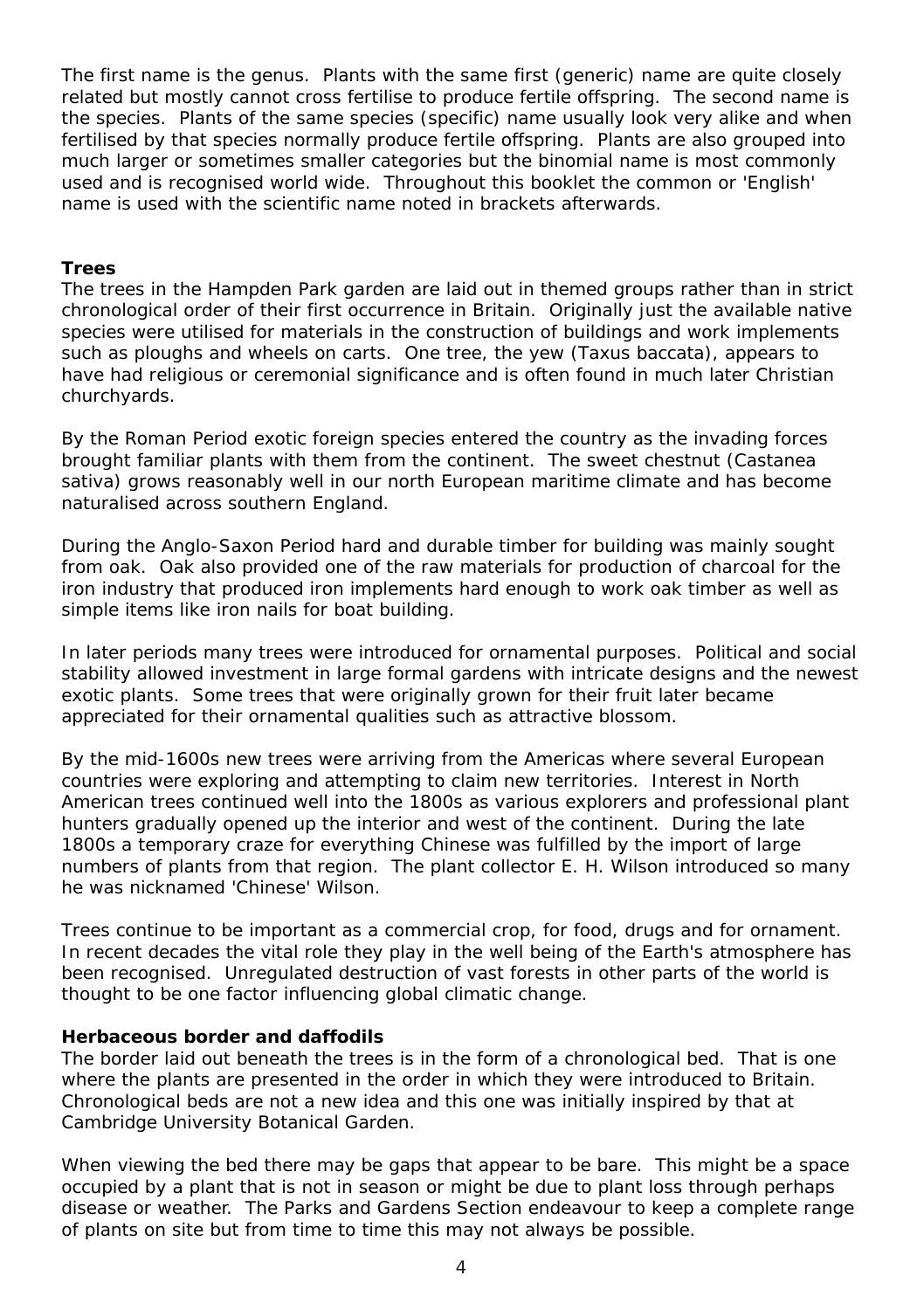The first name is the genus. Plants with the same first (generic) name are quite closely related but mostly cannot cross fertilise to produce fertile offspring. The second name is the species. Plants of the same species (specific) name usually look very alike and when fertilised by that species normally produce fertile offspring. Plants are also grouped into much larger or sometimes smaller categories but the binomial name is most commonly used and is recognised world wide. Throughout this booklet the common or 'English' name is used with the scientific name noted in brackets afterwards.

**Trees**

The trees in the Hampden Park garden are laid out in themed groups rather than in strict chronological order of their first occurrence in Britain. Originally just the available native species were utilised for materials in the construction of buildings and work implements such as ploughs and wheels on carts. One tree, the yew (Taxus baccata), appears to have had religious or ceremonial significance and is often found in much later Christian churchyards.

By the Roman Period exotic foreign species entered the country as the invading forces brought familiar plants with them from the continent. The sweet chestnut (Castanea sativa) grows reasonably well in our north European maritime climate and has become naturalised across southern England.

During the Anglo-Saxon Period hard and durable timber for building was mainly sought from oak. Oak also provided one of the raw materials for production of charcoal for the iron industry that produced iron implements hard enough to work oak timber as well as simple items like iron nails for boat building.

In later periods many trees were introduced for ornamental purposes. Political and social stability allowed investment in large formal gardens with intricate designs and the newest exotic plants. Some trees that were originally grown for their fruit later became appreciated for their ornamental qualities such as attractive blossom.

By the mid-1600s new trees were arriving from the Americas where several European countries were exploring and attempting to claim new territories. Interest in North American trees continued well into the 1800s as various explorers and professional plant hunters gradually opened up the interior and west of the continent. During the late 1800s a temporary craze for everything Chinese was fulfilled by the import of large numbers of plants from that region. The plant collector E. H. Wilson introduced so many he was nicknamed 'Chinese' Wilson.

Trees continue to be important as a commercial crop, for food, drugs and for ornament. In recent decades the vital role they play in the well being of the Earth's atmosphere has been recognised. Unregulated destruction of vast forests in other parts of the world is thought to be one factor influencing global climatic change.

**Herbaceous border and daffodils**

The border laid out beneath the trees is in the form of a chronological bed. That is one where the plants are presented in the order in which they were introduced to Britain. Chronological beds are not a new idea and this one was initially inspired by that at Cambridge University Botanical Garden.

When viewing the bed there may be gaps that appear to be bare. This might be a space occupied by a plant that is not in season or might be due to plant loss through perhaps disease or weather. The Parks and Gardens Section endeavour to keep a complete range of plants on site but from time to time this may not always be possible.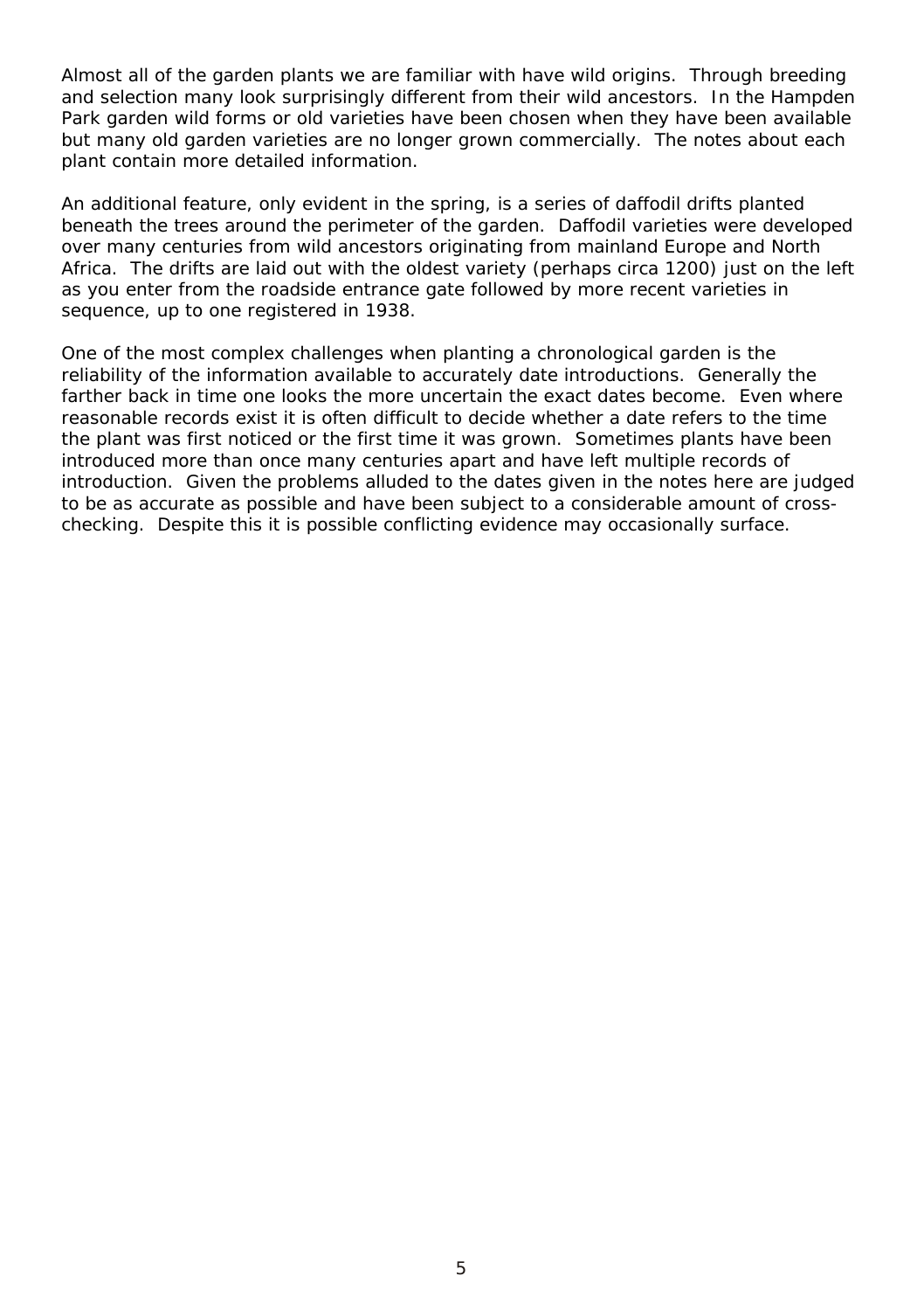Almost all of the garden plants we are familiar with have wild origins. Through breeding and selection many look surprisingly different from their wild ancestors. In the Hampden Park garden wild forms or old varieties have been chosen when they have been available but many old garden varieties are no longer grown commercially. The notes about each plant contain more detailed information.

An additional feature, only evident in the spring, is a series of daffodil drifts planted beneath the trees around the perimeter of the garden. Daffodil varieties were developed over many centuries from wild ancestors originating from mainland Europe and North Africa. The drifts are laid out with the oldest variety (perhaps circa 1200) just on the left as you enter from the roadside entrance gate followed by more recent varieties in sequence, up to one registered in 1938.

One of the most complex challenges when planting a chronological garden is the reliability of the information available to accurately date introductions. Generally the farther back in time one looks the more uncertain the exact dates become. Even where reasonable records exist it is often difficult to decide whether a date refers to the time the plant was first noticed or the first time it was grown. Sometimes plants have been introduced more than once many centuries apart and have left multiple records of introduction. Given the problems alluded to the dates given in the notes here are judged to be as accurate as possible and have been subject to a considerable amount of cross-checking. Despite this it is possible conflicting evidence may occasionally surface.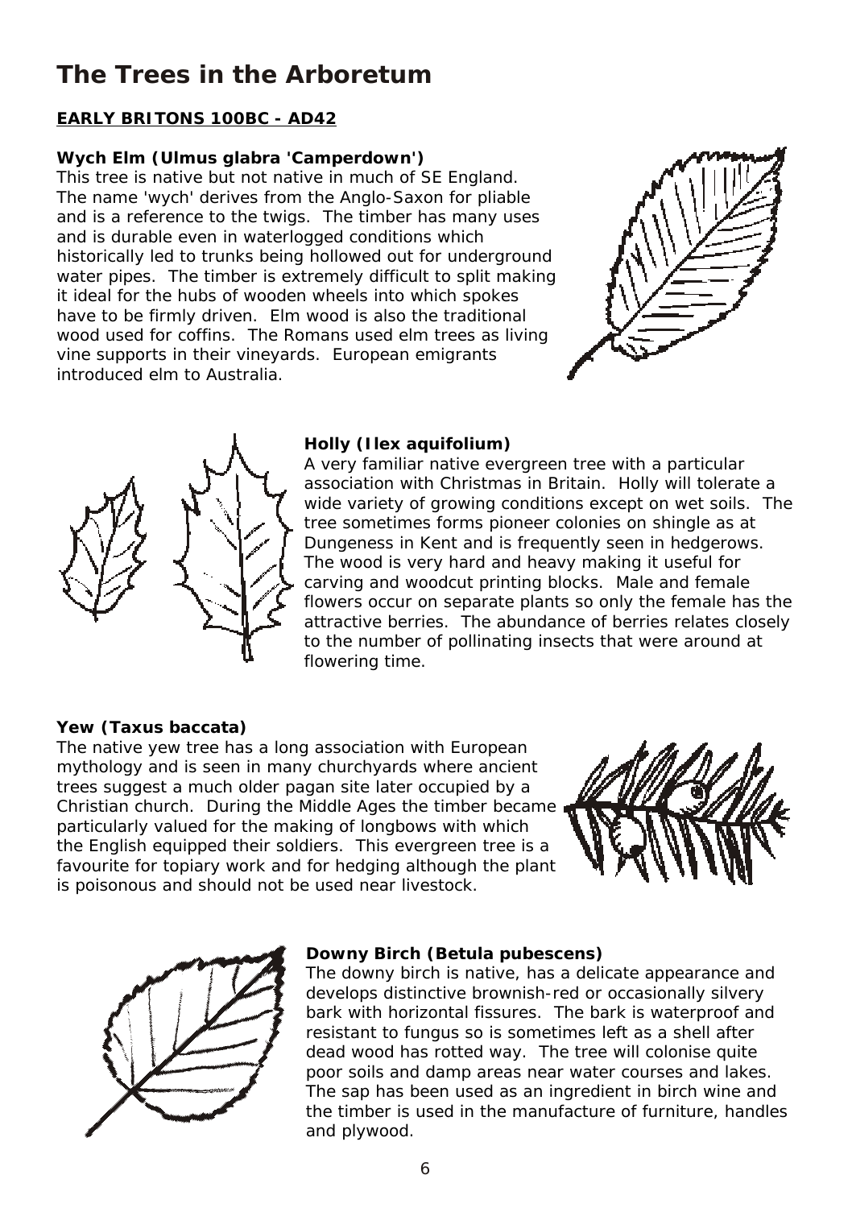# The Trees in the Arboretum

**EARLY BRITONS 100BC - AD42**

**Wych Elm (Ulmus glabra 'Camperdown')**

This tree is native but not native in much of SE England. The name 'wych' derives from the Anglo-Saxon for pliable and is a reference to the twigs. The timber has many uses and is durable even in waterlogged conditions which historically led to trunks being hollowed out for underground water pipes. The timber is extremely difficult to split making it ideal for the hubs of wooden wheels into which spokes have to be firmly driven. Elm wood is also the traditional wood used for coffins. The Romans used elm trees as living vine supports in their vineyards. European emigrants introduced elm to Australia.

**Holly (Ilex aquifolium)**

A very familiar native evergreen tree with a particular association with Christmas in Britain. Holly will tolerate a wide variety of growing conditions except on wet soils. The tree sometimes forms pioneer colonies on shingle as at Dungeness in Kent and is frequently seen in hedgerows. The wood is very hard and heavy making it useful for carving and woodcut printing blocks. Male and female flowers occur on separate plants so only the female has the attractive berries. The abundance of berries relates closely to the number of pollinating insects that were around at flowering time.

**Yew (Taxus baccata)**

The native yew tree has a long association with European mythology and is seen in many churchyards where ancient trees suggest a much older pagan site later occupied by a Christian church. During the Middle Ages the timber became particularly valued for the making of longbows with which the English equipped their soldiers. This evergreen tree is a favourite for topiary work and for hedging although the plant is poisonous and should not be used near livestock.

**Downy Birch (Betula pubescens)**

The downy birch is native, has a delicate appearance and develops distinctive brownish-red or occasionally silvery bark with horizontal fissures. The bark is waterproof and resistant to fungus so is sometimes left as a shell after dead wood has rotted way. The tree will colonise quite poor soils and damp areas near water courses and lakes. The sap has been used as an ingredient in birch wine and the timber is used in the manufacture of furniture, handles and plywood.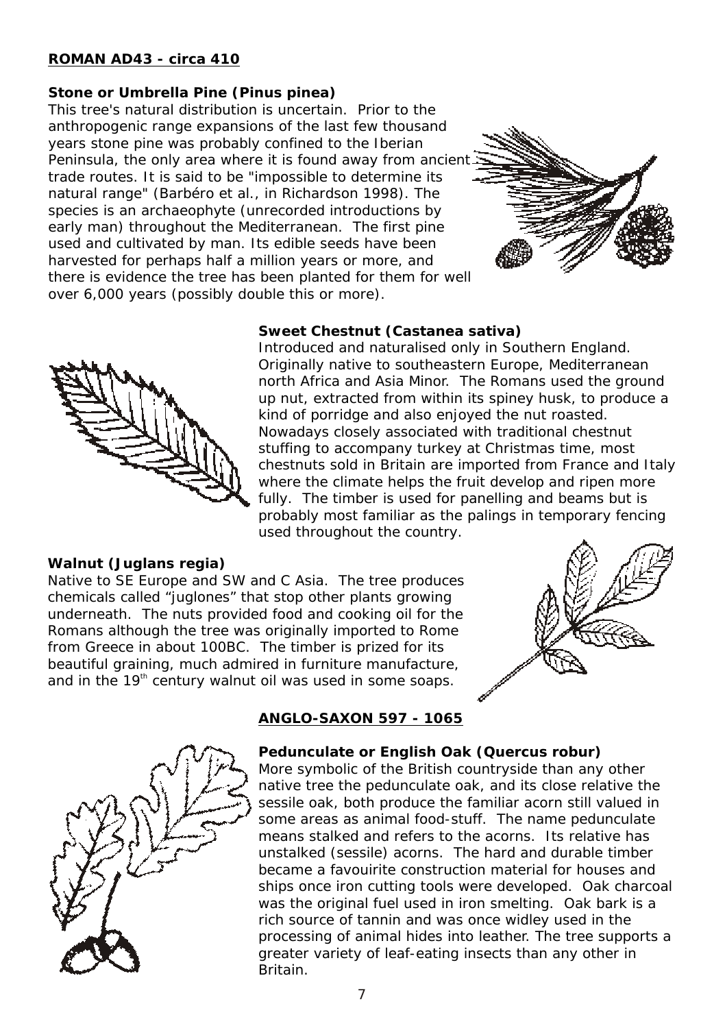**ROMAN AD43 - circa 410**

**Stone or Umbrella Pine (Pinus pinea)**

This tree's natural distribution is uncertain. Prior to the anthropogenic range expansions of the last few thousand years stone pine was probably confined to the Iberian Peninsula, the only area where it is found away from ancient trade routes. It is said to be "impossible to determine its natural range" (Barbéro et al., in Richardson 1998). The species is an archaeophyte (unrecorded introductions by early man) throughout the Mediterranean. The first pine used and cultivated by man. Its edible seeds have been harvested for perhaps half a million years or more, and there is evidence the tree has been planted for them for well over 6,000 years (possibly double this or more).

**Sweet Chestnut (Castanea sativa)**

Introduced and naturalised only in Southern England. Originally native to southeastern Europe, Mediterranean north Africa and Asia Minor. The Romans used the ground up nut, extracted from within its spiney husk, to produce a kind of porridge and also enjoyed the nut roasted. Nowadays closely associated with traditional chestnut stuffing to accompany turkey at Christmas time, most chestnuts sold in Britain are imported from France and Italy where the climate helps the fruit develop and ripen more fully. The timber is used for panelling and beams but is probably most familiar as the palings in temporary fencing used throughout the country.

**Walnut (Juglans regia)**

Native to SE Europe and SW and C Asia. The tree produces chemicals called "juglones" that stop other plants growing underneath. The nuts provided food and cooking oil for the Romans although the tree was originally imported to Rome from Greece in about 100BC. The timber is prized for its beautiful graining, much admired in furniture manufacture, and in the 19th century walnut oil was used in some soaps.

**ANGLO-SAXON 597 - 1065**

**Pedunculate or English Oak (Quercus robur)**

More symbolic of the British countryside than any other native tree the pedunculate oak, and its close relative the sessile oak, both produce the familiar acorn still valued in some areas as animal food-stuff. The name pedunculate means stalked and refers to the acorns. Its relative has unstalked (sessile) acorns. The hard and durable timber became a favouirite construction material for houses and ships once iron cutting tools were developed. Oak charcoal was the original fuel used in iron smelting. Oak bark is a rich source of tannin and was once widley used in the processing of animal hides into leather. The tree supports a greater variety of leaf-eating insects than any other in Britain.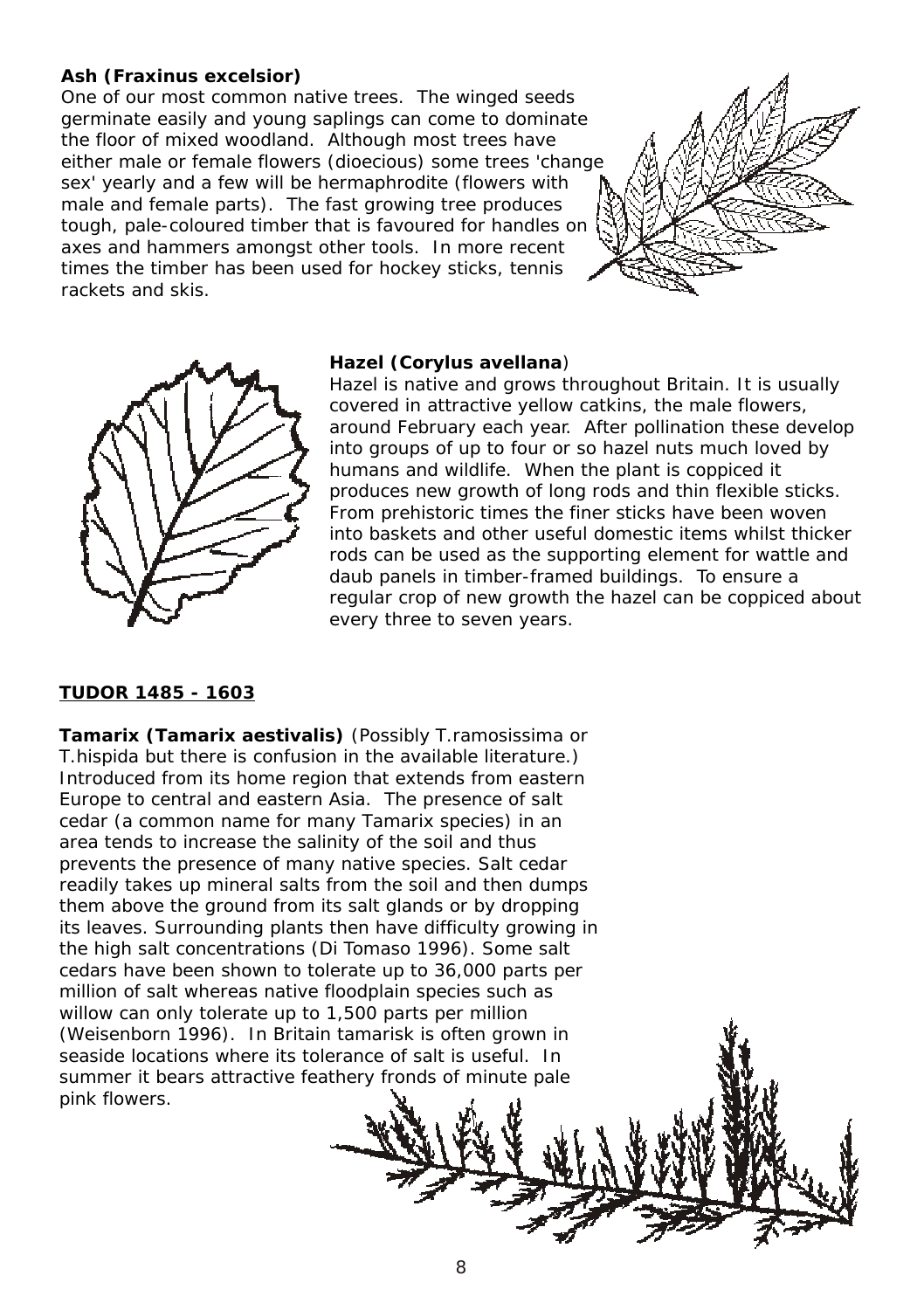**Ash (Fraxinus excelsior)**

One of our most common native trees. The winged seeds germinate easily and young saplings can come to dominate the floor of mixed woodland. Although most trees have either male or female flowers (dioecious) some trees 'change sex' yearly and a few will be hermaphrodite (flowers with male and female parts). The fast growing tree produces tough, pale-coloured timber that is favoured for handles on axes and hammers amongst other tools. In more recent times the timber has been used for hockey sticks, tennis rackets and skis.

**Hazel (Corylus avellana)**

Hazel is native and grows throughout Britain. It is usually covered in attractive yellow catkins, the male flowers, around February each year. After pollination these develop into groups of up to four or so hazel nuts much loved by humans and wildlife. When the plant is coppiced it produces new growth of long rods and thin flexible sticks. From prehistoric times the finer sticks have been woven into baskets and other useful domestic items whilst thicker rods can be used as the supporting element for wattle and daub panels in timber-framed buildings. To ensure a regular crop of new growth the hazel can be coppiced about every three to seven years.

## TUDOR 1485 - 1603

**Tamarix (Tamarix aestivalis)** (Possibly T.ramosissima or T.hispida but there is confusion in the available literature.) Introduced from its home region that extends from eastern Europe to central and eastern Asia. The presence of salt cedar (a common name for many Tamarix species) in an area tends to increase the salinity of the soil and thus prevents the presence of many native species. Salt cedar readily takes up mineral salts from the soil and then dumps them above the ground from its salt glands or by dropping its leaves. Surrounding plants then have difficulty growing in the high salt concentrations (Di Tomaso 1996). Some salt cedars have been shown to tolerate up to 36,000 parts per million of salt whereas native floodplain species such as willow can only tolerate up to 1,500 parts per million (Weisenborn 1996). In Britain tamarisk is often grown in seaside locations where its tolerance of salt is useful. In summer it bears attractive feathery fronds of minute pale pink flowers.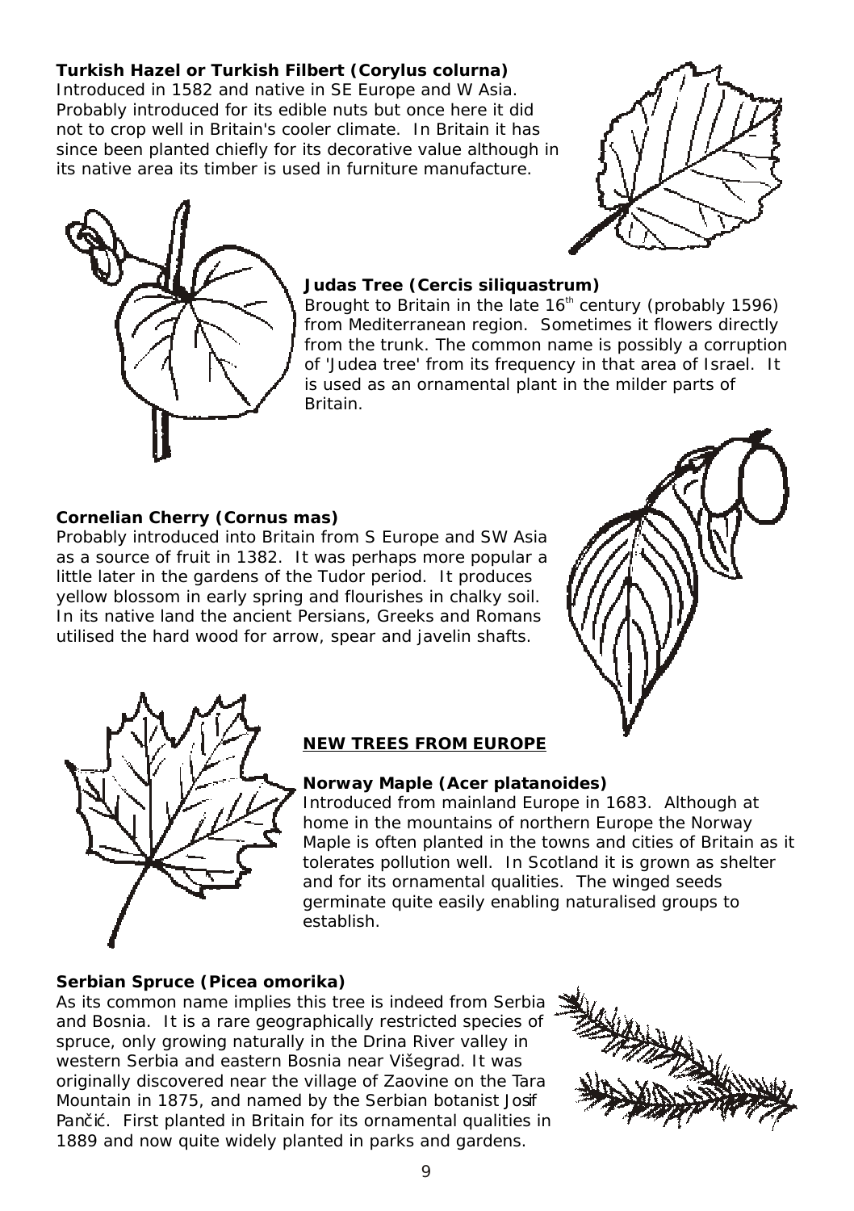**Turkish Hazel or Turkish Filbert (Corylus colurna)**
Introduced in 1582 and native in SE Europe and W Asia. Probably introduced for its edible nuts but once here it did not to crop well in Britain's cooler climate. In Britain it has since been planted chiefly for its decorative value although in its native area its timber is used in furniture manufacture.

**Judas Tree (Cercis siliquastrum)**
Brought to Britain in the late 16th century (probably 1596) from Mediterranean region. Sometimes it flowers directly from the trunk. The common name is possibly a corruption of 'Judea tree' from its frequency in that area of Israel. It is used as an ornamental plant in the milder parts of Britain.

**Cornelian Cherry (Cornus mas)**
Probably introduced into Britain from S Europe and SW Asia as a source of fruit in 1382. It was perhaps more popular a little later in the gardens of the Tudor period. It produces yellow blossom in early spring and flourishes in chalky soil. In its native land the ancient Persians, Greeks and Romans utilised the hard wood for arrow, spear and javelin shafts.

## NEW TREES FROM EUROPE

**Norway Maple (Acer platanoides)**
Introduced from mainland Europe in 1683. Although at home in the mountains of northern Europe the Norway Maple is often planted in the towns and cities of Britain as it tolerates pollution well. In Scotland it is grown as shelter and for its ornamental qualities. The winged seeds germinate quite easily enabling naturalised groups to establish.

**Serbian Spruce (Picea omorika)**
As its common name implies this tree is indeed from Serbia and Bosnia. It is a rare geographically restricted species of spruce, only growing naturally in the Drina River valley in western Serbia and eastern Bosnia near Višegrad. It was originally discovered near the village of Zaovine on the Tara Mountain in 1875, and named by the Serbian botanist Josif Pančić. First planted in Britain for its ornamental qualities in 1889 and now quite widely planted in parks and gardens.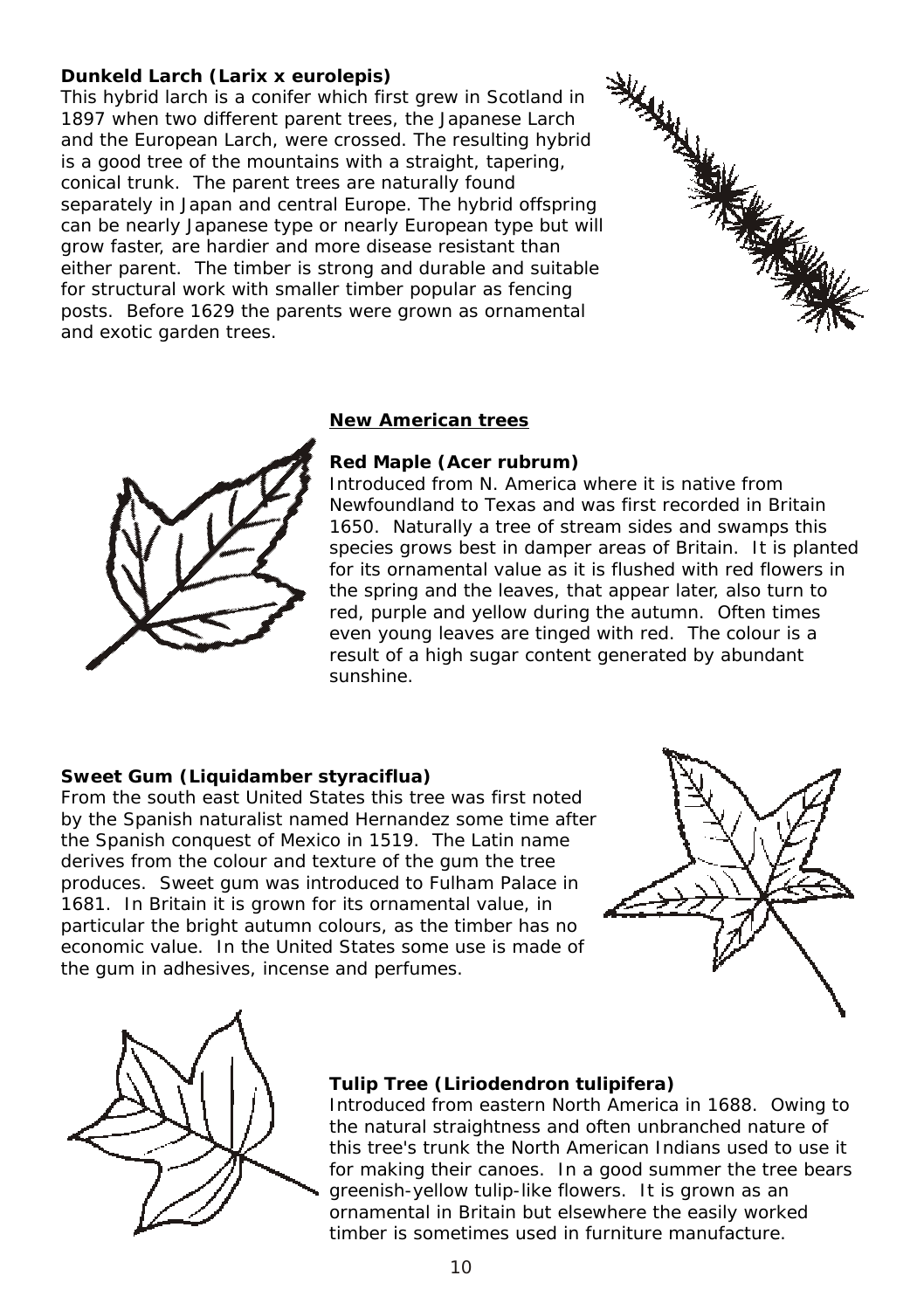**Dunkeld Larch (Larix x eurolepis)**

This hybrid larch is a conifer which first grew in Scotland in 1897 when two different parent trees, the Japanese Larch and the European Larch, were crossed. The resulting hybrid is a good tree of the mountains with a straight, tapering, conical trunk. The parent trees are naturally found separately in Japan and central Europe. The hybrid offspring can be nearly Japanese type or nearly European type but will grow faster, are hardier and more disease resistant than either parent. The timber is strong and durable and suitable for structural work with smaller timber popular as fencing posts. Before 1629 the parents were grown as ornamental and exotic garden trees.

## New American trees

**Red Maple (Acer rubrum)**

Introduced from N. America where it is native from Newfoundland to Texas and was first recorded in Britain 1650. Naturally a tree of stream sides and swamps this species grows best in damper areas of Britain. It is planted for its ornamental value as it is flushed with red flowers in the spring and the leaves, that appear later, also turn to red, purple and yellow during the autumn. Often times even young leaves are tinged with red. The colour is a result of a high sugar content generated by abundant sunshine.

**Sweet Gum (Liquidamber styraciflua)**

From the south east United States this tree was first noted by the Spanish naturalist named Hernandez some time after the Spanish conquest of Mexico in 1519. The Latin name derives from the colour and texture of the gum the tree produces. Sweet gum was introduced to Fulham Palace in 1681. In Britain it is grown for its ornamental value, in particular the bright autumn colours, as the timber has no economic value. In the United States some use is made of the gum in adhesives, incense and perfumes.

**Tulip Tree (Liriodendron tulipifera)**

Introduced from eastern North America in 1688. Owing to the natural straightness and often unbranched nature of this tree's trunk the North American Indians used to use it for making their canoes. In a good summer the tree bears greenish-yellow tulip-like flowers. It is grown as an ornamental in Britain but elsewhere the easily worked timber is sometimes used in furniture manufacture.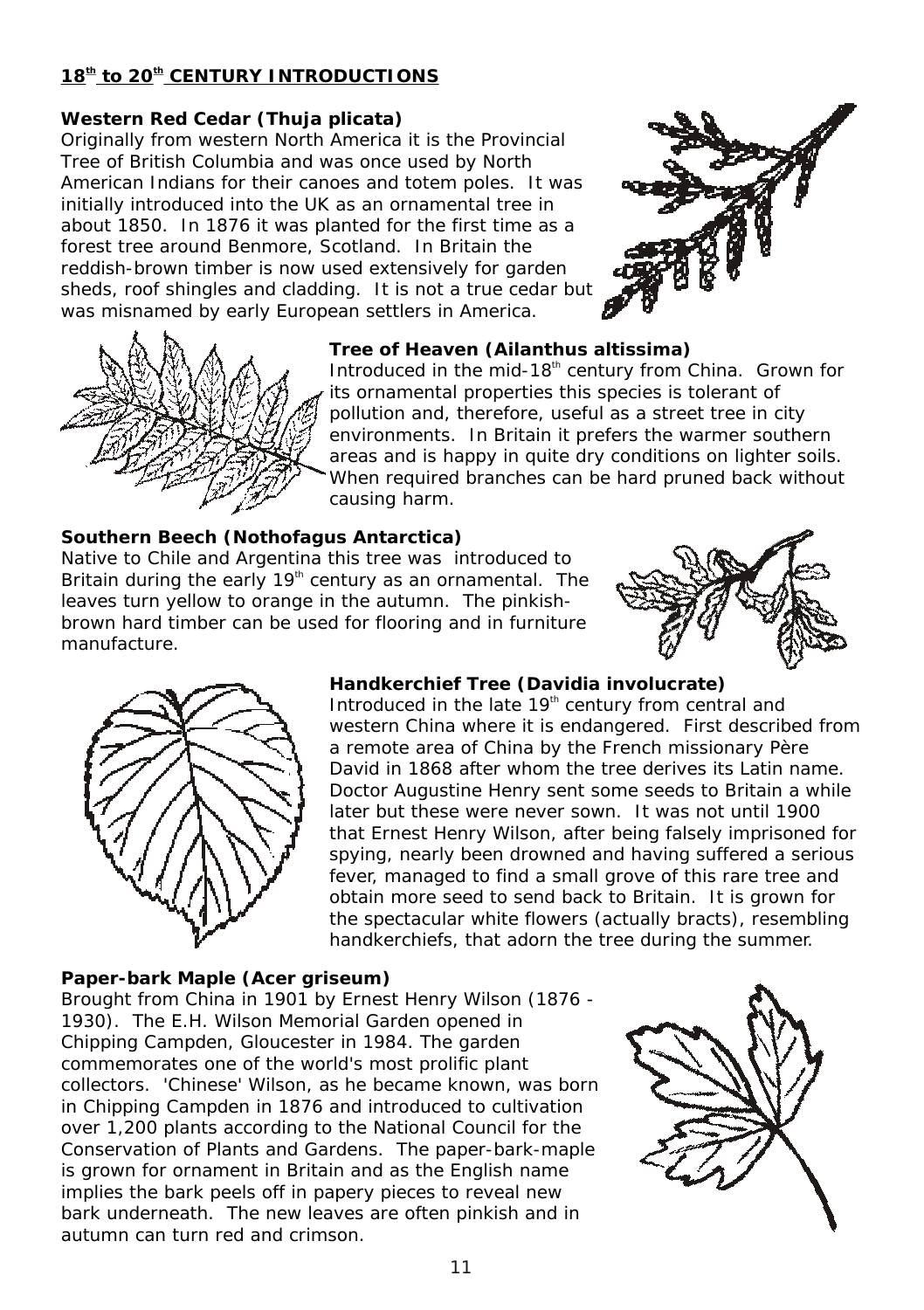## 18th to 20th CENTURY INTRODUCTIONS

**Western Red Cedar (Thuja plicata)**

Originally from western North America it is the Provincial Tree of British Columbia and was once used by North American Indians for their canoes and totem poles. It was initially introduced into the UK as an ornamental tree in about 1850. In 1876 it was planted for the first time as a forest tree around Benmore, Scotland. In Britain the reddish-brown timber is now used extensively for garden sheds, roof shingles and cladding. It is not a true cedar but was misnamed by early European settlers in America.

**Tree of Heaven (Ailanthus altissima)**

Introduced in the mid-18th century from China. Grown for its ornamental properties this species is tolerant of pollution and, therefore, useful as a street tree in city environments. In Britain it prefers the warmer southern areas and is happy in quite dry conditions on lighter soils. When required branches can be hard pruned back without causing harm.

**Southern Beech (Nothofagus Antarctica)**

Native to Chile and Argentina this tree was introduced to Britain during the early 19th century as an ornamental. The leaves turn yellow to orange in the autumn. The pinkish-brown hard timber can be used for flooring and in furniture manufacture.

**Handkerchief Tree (Davidia involucrate)**

Introduced in the late 19th century from central and western China where it is endangered. First described from a remote area of China by the French missionary Père David in 1868 after whom the tree derives its Latin name. Doctor Augustine Henry sent some seeds to Britain a while later but these were never sown. It was not until 1900 that Ernest Henry Wilson, after being falsely imprisoned for spying, nearly been drowned and having suffered a serious fever, managed to find a small grove of this rare tree and obtain more seed to send back to Britain. It is grown for the spectacular white flowers (actually bracts), resembling handkerchiefs, that adorn the tree during the summer.

**Paper-bark Maple (Acer griseum)**

Brought from China in 1901 by Ernest Henry Wilson (1876 - 1930). The E.H. Wilson Memorial Garden opened in Chipping Campden, Gloucester in 1984. The garden commemorates one of the world's most prolific plant collectors. 'Chinese' Wilson, as he became known, was born in Chipping Campden in 1876 and introduced to cultivation over 1,200 plants according to the National Council for the Conservation of Plants and Gardens. The paper-bark-maple is grown for ornament in Britain and as the English name implies the bark peels off in papery pieces to reveal new bark underneath. The new leaves are often pinkish and in autumn can turn red and crimson.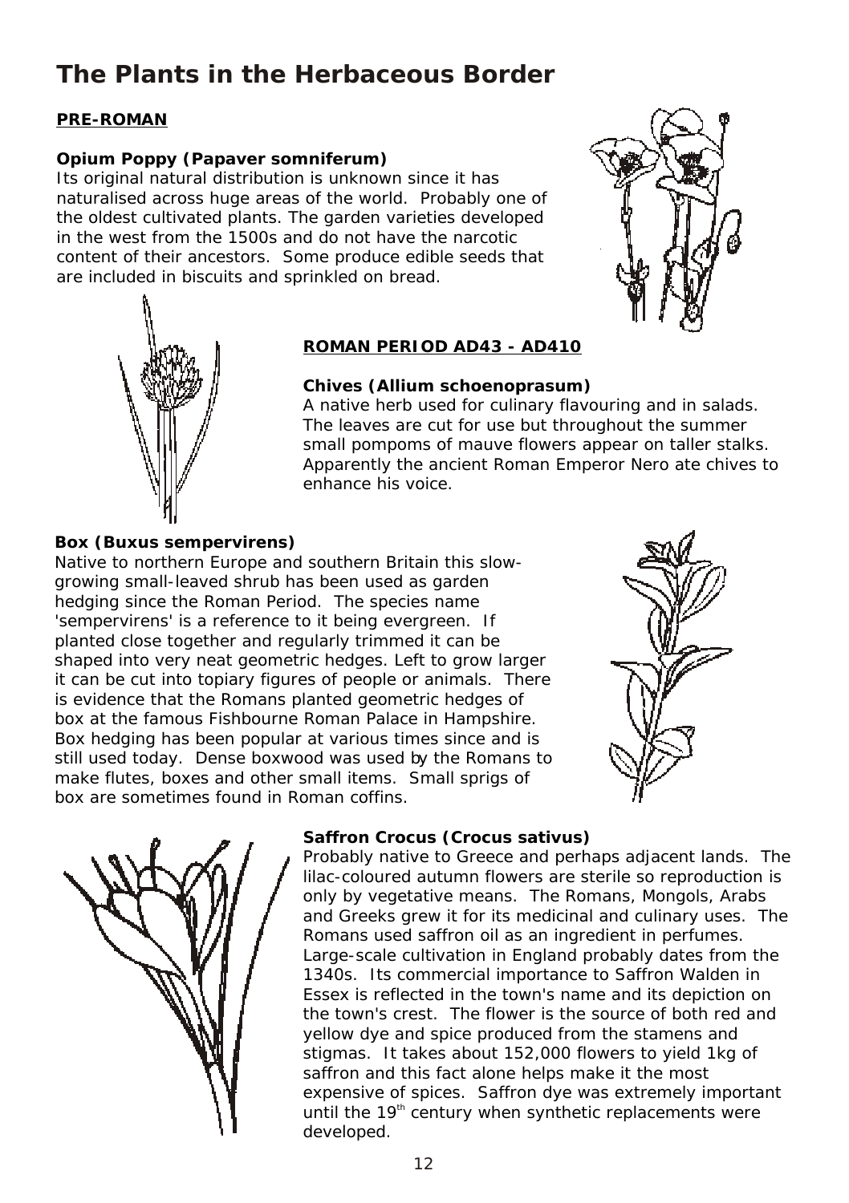# The Plants in the Herbaceous Border

## PRE-ROMAN

### Opium Poppy (Papaver somniferum)

Its original natural distribution is unknown since it has naturalised across huge areas of the world. Probably one of the oldest cultivated plants. The garden varieties developed in the west from the 1500s and do not have the narcotic content of their ancestors. Some produce edible seeds that are included in biscuits and sprinkled on bread.

## ROMAN PERIOD AD43 - AD410

### Chives (Allium schoenoprasum)

A native herb used for culinary flavouring and in salads. The leaves are cut for use but throughout the summer small pompoms of mauve flowers appear on taller stalks. Apparently the ancient Roman Emperor Nero ate chives to enhance his voice.

### Box (Buxus sempervirens)

Native to northern Europe and southern Britain this slow-growing small-leaved shrub has been used as garden hedging since the Roman Period. The species name 'sempervirens' is a reference to it being evergreen. If planted close together and regularly trimmed it can be shaped into very neat geometric hedges. Left to grow larger it can be cut into topiary figures of people or animals. There is evidence that the Romans planted geometric hedges of box at the famous Fishbourne Roman Palace in Hampshire. Box hedging has been popular at various times since and is still used today. Dense boxwood was used by the Romans to make flutes, boxes and other small items. Small sprigs of box are sometimes found in Roman coffins.

### Saffron Crocus (Crocus sativus)

Probably native to Greece and perhaps adjacent lands. The lilac-coloured autumn flowers are sterile so reproduction is only by vegetative means. The Romans, Mongols, Arabs and Greeks grew it for its medicinal and culinary uses. The Romans used saffron oil as an ingredient in perfumes. Large-scale cultivation in England probably dates from the 1340s. Its commercial importance to Saffron Walden in Essex is reflected in the town's name and its depiction on the town's crest. The flower is the source of both red and yellow dye and spice produced from the stamens and stigmas. It takes about 152,000 flowers to yield 1kg of saffron and this fact alone helps make it the most expensive of spices. Saffron dye was extremely important until the 19th century when synthetic replacements were developed.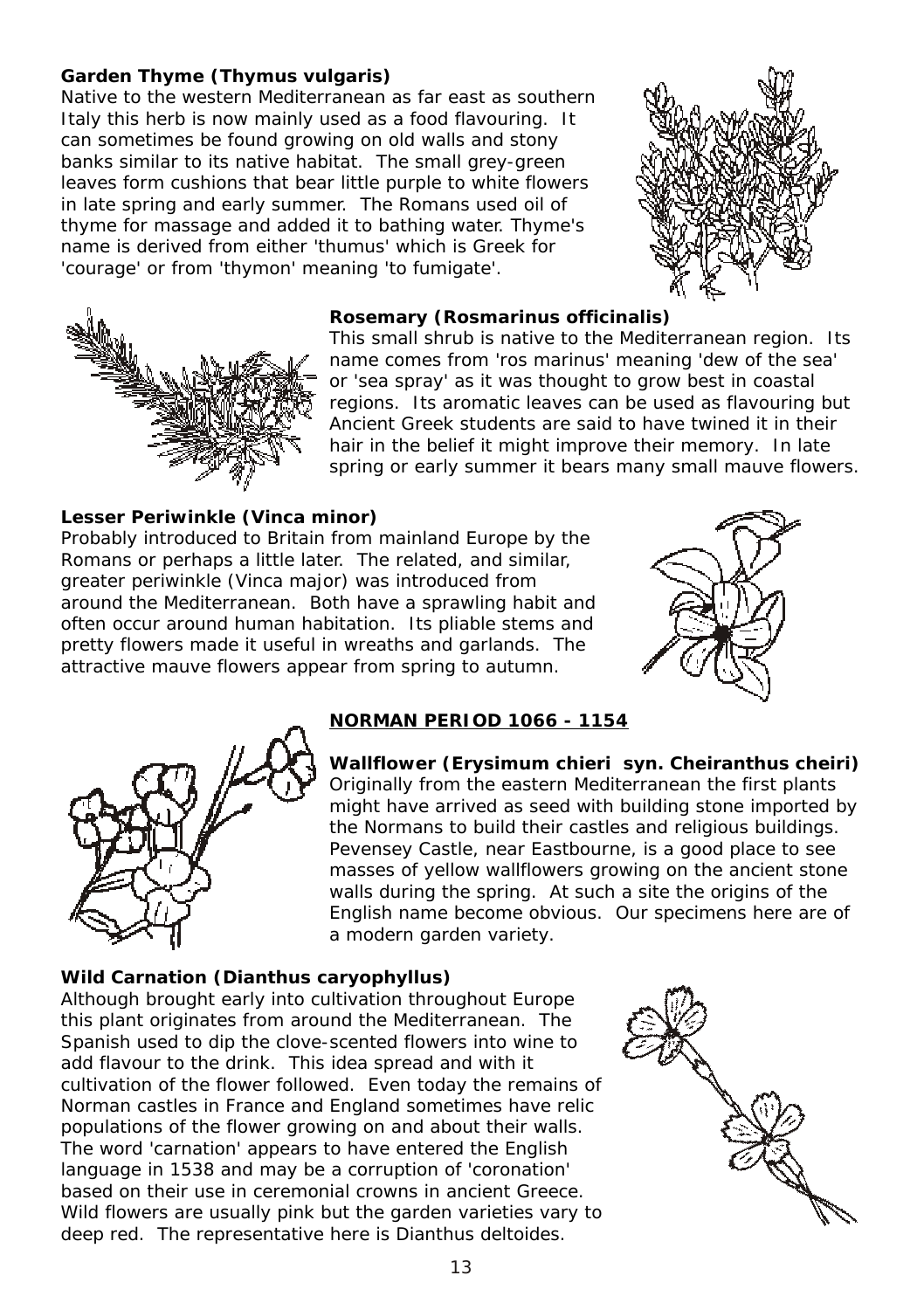**Garden Thyme (Thymus vulgaris)**
Native to the western Mediterranean as far east as southern Italy this herb is now mainly used as a food flavouring. It can sometimes be found growing on old walls and stony banks similar to its native habitat. The small grey-green leaves form cushions that bear little purple to white flowers in late spring and early summer. The Romans used oil of thyme for massage and added it to bathing water. Thyme's name is derived from either 'thumus' which is Greek for 'courage' or from 'thymon' meaning 'to fumigate'.

**Rosemary (Rosmarinus officinalis)**
This small shrub is native to the Mediterranean region. Its name comes from 'ros marinus' meaning 'dew of the sea' or 'sea spray' as it was thought to grow best in coastal regions. Its aromatic leaves can be used as flavouring but Ancient Greek students are said to have twined it in their hair in the belief it might improve their memory. In late spring or early summer it bears many small mauve flowers.

**Lesser Periwinkle (Vinca minor)**
Probably introduced to Britain from mainland Europe by the Romans or perhaps a little later. The related, and similar, greater periwinkle (Vinca major) was introduced from around the Mediterranean. Both have a sprawling habit and often occur around human habitation. Its pliable stems and pretty flowers made it useful in wreaths and garlands. The attractive mauve flowers appear from spring to autumn.

## NORMAN PERIOD 1066 - 1154

**Wallflower (Erysimum chieri syn. Cheiranthus cheiri)**
Originally from the eastern Mediterranean the first plants might have arrived as seed with building stone imported by the Normans to build their castles and religious buildings. Pevensey Castle, near Eastbourne, is a good place to see masses of yellow wallflowers growing on the ancient stone walls during the spring. At such a site the origins of the English name become obvious. Our specimens here are of a modern garden variety.

**Wild Carnation (Dianthus caryophyllus)**
Although brought early into cultivation throughout Europe this plant originates from around the Mediterranean. The Spanish used to dip the clove-scented flowers into wine to add flavour to the drink. This idea spread and with it cultivation of the flower followed. Even today the remains of Norman castles in France and England sometimes have relic populations of the flower growing on and about their walls. The word 'carnation' appears to have entered the English language in 1538 and may be a corruption of 'coronation' based on their use in ceremonial crowns in ancient Greece. Wild flowers are usually pink but the garden varieties vary to deep red. The representative here is Dianthus deltoides.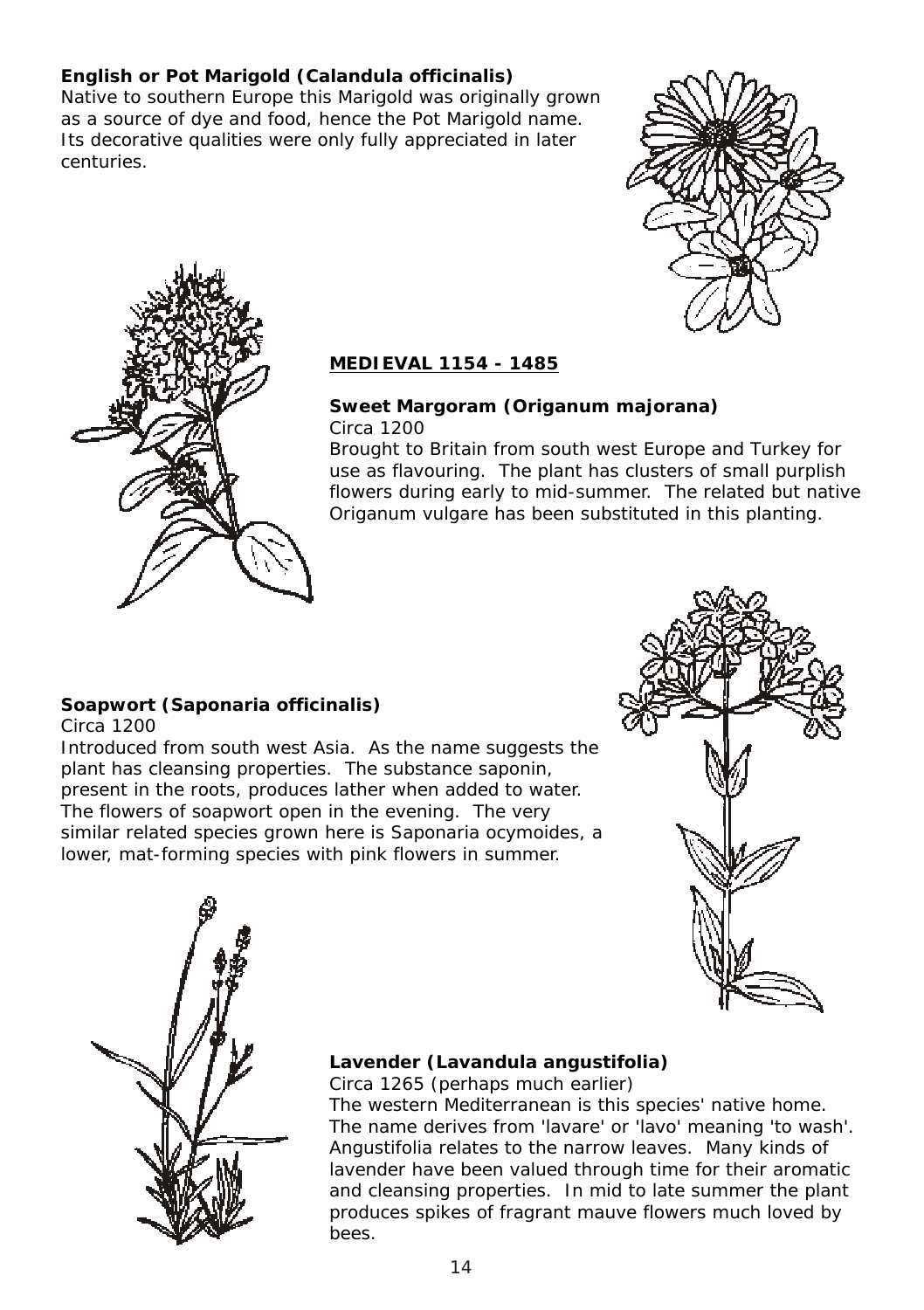**English or Pot Marigold (Calandula officinalis)**
Native to southern Europe this Marigold was originally grown as a source of dye and food, hence the Pot Marigold name. Its decorative qualities were only fully appreciated in later centuries.

## MEDIEVAL 1154 - 1485

**Sweet Margoram (Origanum majorana)**
Circa 1200
Brought to Britain from south west Europe and Turkey for use as flavouring. The plant has clusters of small purplish flowers during early to mid-summer. The related but native Origanum vulgare has been substituted in this planting.

**Soapwort (Saponaria officinalis)**
Circa 1200
Introduced from south west Asia. As the name suggests the plant has cleansing properties. The substance saponin, present in the roots, produces lather when added to water. The flowers of soapwort open in the evening. The very similar related species grown here is Saponaria ocymoides, a lower, mat-forming species with pink flowers in summer.

**Lavender (Lavandula angustifolia)**
Circa 1265 (perhaps much earlier)
The western Mediterranean is this species' native home. The name derives from 'lavare' or 'lavo' meaning 'to wash'. Angustifolia relates to the narrow leaves. Many kinds of lavender have been valued through time for their aromatic and cleansing properties. In mid to late summer the plant produces spikes of fragrant mauve flowers much loved by bees.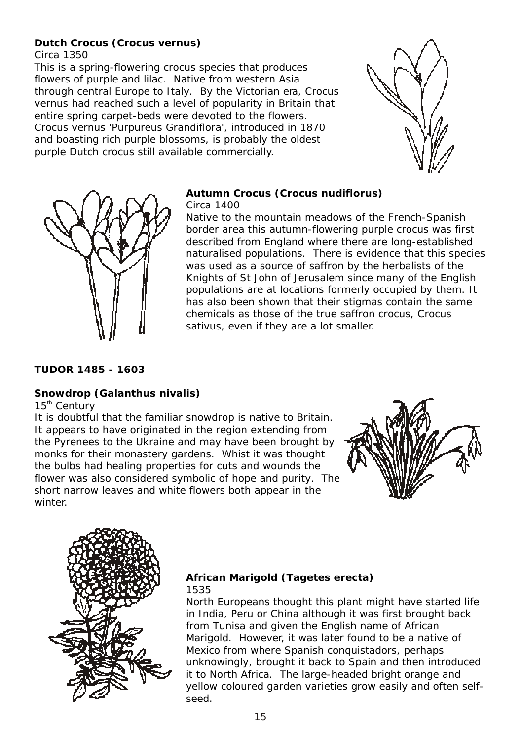**Dutch Crocus (Crocus vernus)**

Circa 1350

This is a spring-flowering crocus species that produces flowers of purple and lilac. Native from western Asia through central Europe to Italy. By the Victorian era, Crocus vernus had reached such a level of popularity in Britain that entire spring carpet-beds were devoted to the flowers. Crocus vernus 'Purpureus Grandiflora', introduced in 1870 and boasting rich purple blossoms, is probably the oldest purple Dutch crocus still available commercially.

**Autumn Crocus (Crocus nudiflorus)**

Circa 1400

Native to the mountain meadows of the French-Spanish border area this autumn-flowering purple crocus was first described from England where there are long-established naturalised populations. There is evidence that this species was used as a source of saffron by the herbalists of the Knights of St John of Jerusalem since many of the English populations are at locations formerly occupied by them. It has also been shown that their stigmas contain the same chemicals as those of the true saffron crocus, Crocus sativus, even if they are a lot smaller.

## TUDOR 1485 - 1603

**Snowdrop (Galanthus nivalis)**

15th Century

It is doubtful that the familiar snowdrop is native to Britain. It appears to have originated in the region extending from the Pyrenees to the Ukraine and may have been brought by monks for their monastery gardens. Whist it was thought the bulbs had healing properties for cuts and wounds the flower was also considered symbolic of hope and purity. The short narrow leaves and white flowers both appear in the winter.

**African Marigold (Tagetes erecta)**

1535

North Europeans thought this plant might have started life in India, Peru or China although it was first brought back from Tunisa and given the English name of African Marigold. However, it was later found to be a native of Mexico from where Spanish conquistadors, perhaps unknowingly, brought it back to Spain and then introduced it to North Africa. The large-headed bright orange and yellow coloured garden varieties grow easily and often self-seed.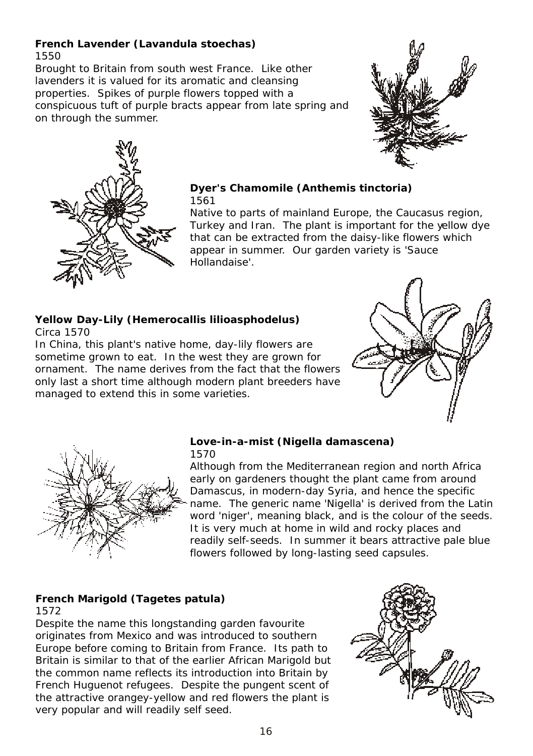**French Lavender (Lavandula stoechas)**
1550
Brought to Britain from south west France. Like other lavenders it is valued for its aromatic and cleansing properties. Spikes of purple flowers topped with a conspicuous tuft of purple bracts appear from late spring and on through the summer.

**Dyer's Chamomile (Anthemis tinctoria)**
1561
Native to parts of mainland Europe, the Caucasus region, Turkey and Iran. The plant is important for the yellow dye that can be extracted from the daisy-like flowers which appear in summer. Our garden variety is 'Sauce Hollandaise'.

**Yellow Day-Lily (Hemerocallis lilioasphodelus)**
Circa 1570
In China, this plant's native home, day-lily flowers are sometime grown to eat. In the west they are grown for ornament. The name derives from the fact that the flowers only last a short time although modern plant breeders have managed to extend this in some varieties.

**Love-in-a-mist (Nigella damascena)**
1570
Although from the Mediterranean region and north Africa early on gardeners thought the plant came from around Damascus, in modern-day Syria, and hence the specific name. The generic name 'Nigella' is derived from the Latin word 'niger', meaning black, and is the colour of the seeds. It is very much at home in wild and rocky places and readily self-seeds. In summer it bears attractive pale blue flowers followed by long-lasting seed capsules.

**French Marigold (Tagetes patula)**
1572
Despite the name this longstanding garden favourite originates from Mexico and was introduced to southern Europe before coming to Britain from France. Its path to Britain is similar to that of the earlier African Marigold but the common name reflects its introduction into Britain by French Huguenot refugees. Despite the pungent scent of the attractive orangey-yellow and red flowers the plant is very popular and will readily self seed.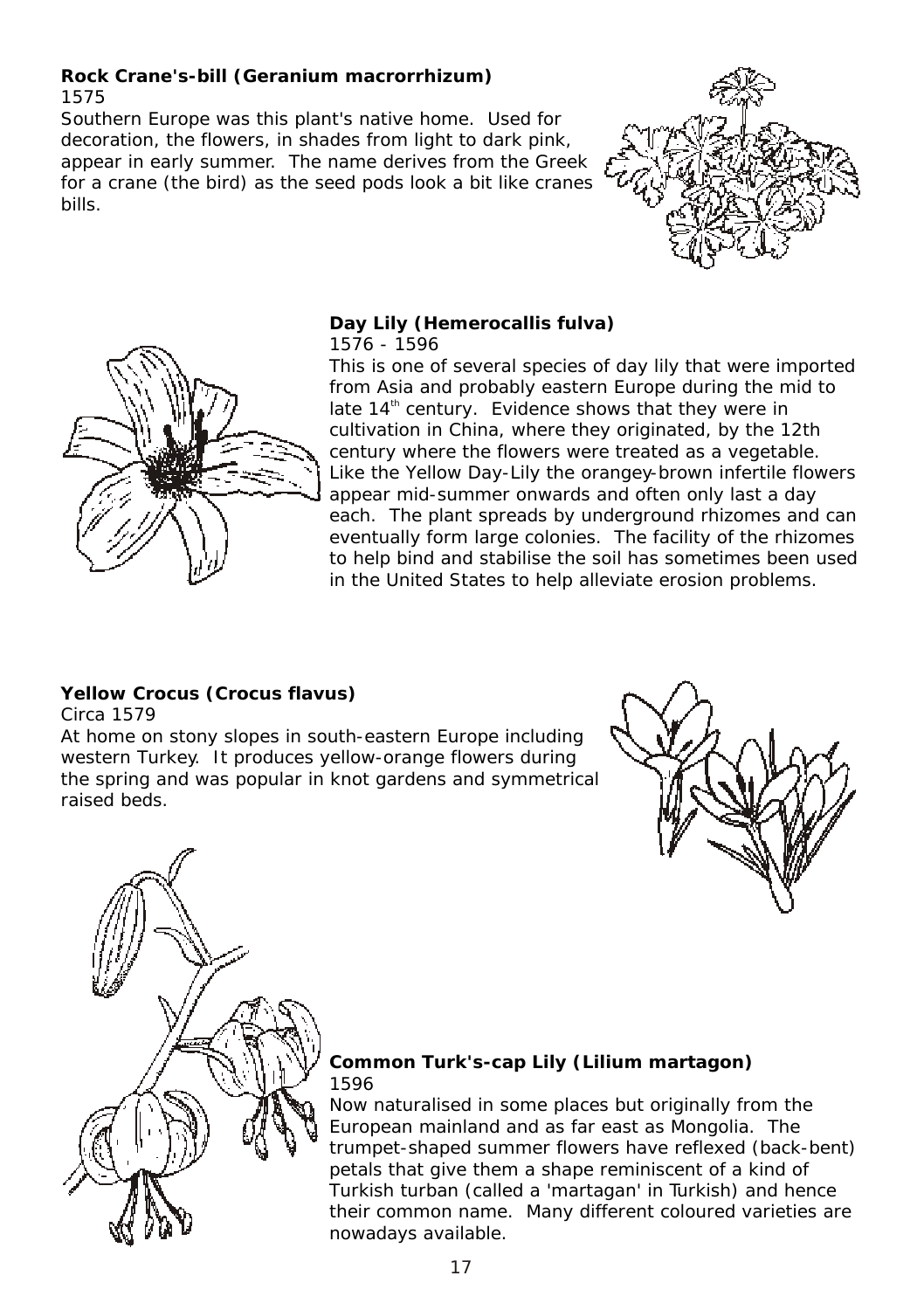**Rock Crane's-bill (Geranium macrorrhizum)**
1575

Southern Europe was this plant's native home. Used for decoration, the flowers, in shades from light to dark pink, appear in early summer. The name derives from the Greek for a crane (the bird) as the seed pods look a bit like cranes bills.

**Day Lily (Hemerocallis fulva)**
1576 - 1596

This is one of several species of day lily that were imported from Asia and probably eastern Europe during the mid to late 14th century. Evidence shows that they were in cultivation in China, where they originated, by the 12th century where the flowers were treated as a vegetable. Like the Yellow Day-Lily the orangey-brown infertile flowers appear mid-summer onwards and often only last a day each. The plant spreads by underground rhizomes and can eventually form large colonies. The facility of the rhizomes to help bind and stabilise the soil has sometimes been used in the United States to help alleviate erosion problems.

**Yellow Crocus (Crocus flavus)**
Circa 1579

At home on stony slopes in south-eastern Europe including western Turkey. It produces yellow-orange flowers during the spring and was popular in knot gardens and symmetrical raised beds.

**Common Turk's-cap Lily (Lilium martagon)**
1596

Now naturalised in some places but originally from the European mainland and as far east as Mongolia. The trumpet-shaped summer flowers have reflexed (back-bent) petals that give them a shape reminiscent of a kind of Turkish turban (called a 'martagan' in Turkish) and hence their common name. Many different coloured varieties are nowadays available.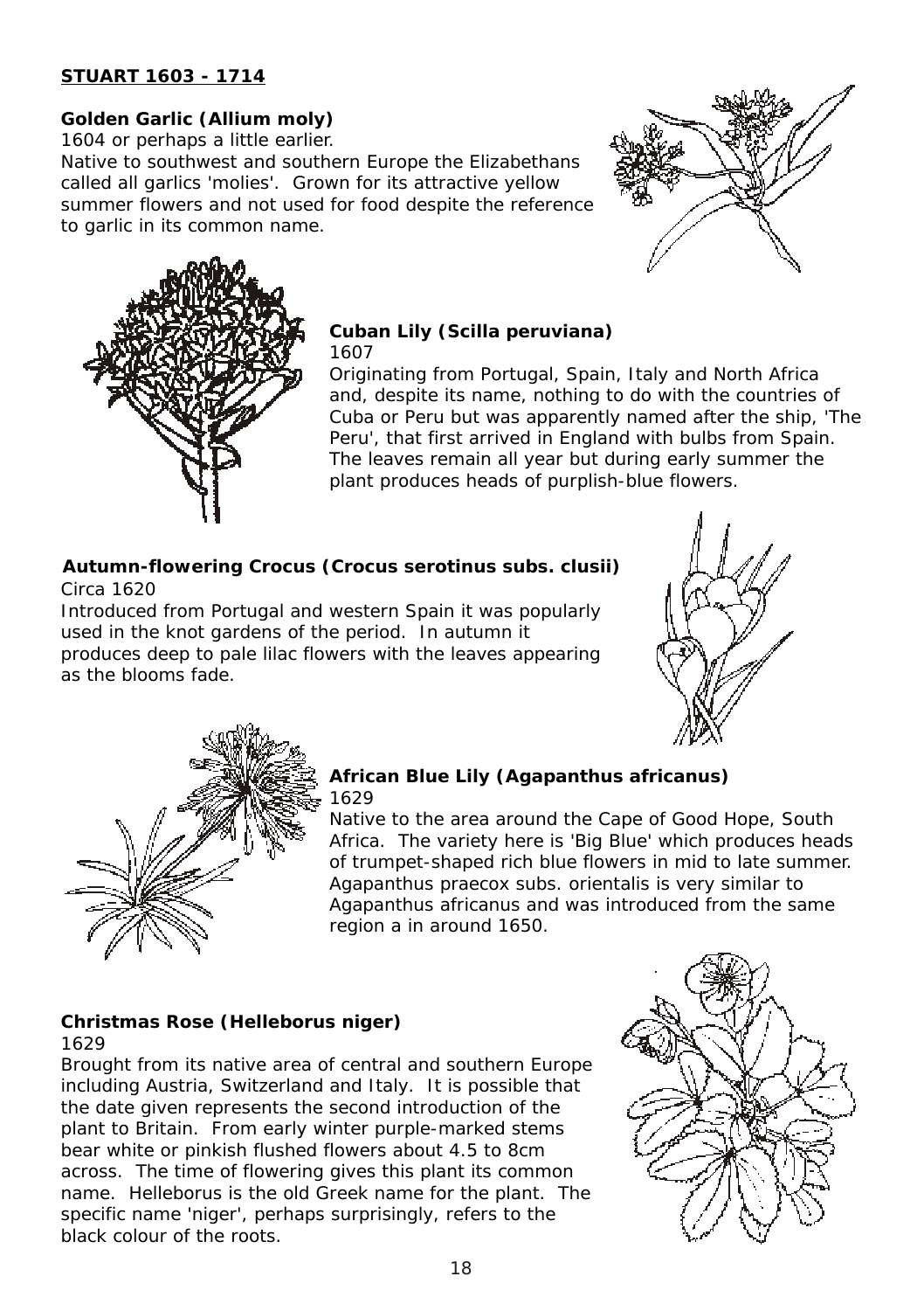## STUART 1603 - 1714

**Golden Garlic (Allium moly)**
1604 or perhaps a little earlier.
Native to southwest and southern Europe the Elizabethans called all garlics 'molies'. Grown for its attractive yellow summer flowers and not used for food despite the reference to garlic in its common name.

**Cuban Lily (Scilla peruviana)**
1607
Originating from Portugal, Spain, Italy and North Africa and, despite its name, nothing to do with the countries of Cuba or Peru but was apparently named after the ship, 'The Peru', that first arrived in England with bulbs from Spain. The leaves remain all year but during early summer the plant produces heads of purplish-blue flowers.

**Autumn-flowering Crocus (Crocus serotinus subs. clusii)**
Circa 1620
Introduced from Portugal and western Spain it was popularly used in the knot gardens of the period. In autumn it produces deep to pale lilac flowers with the leaves appearing as the blooms fade.

**African Blue Lily (Agapanthus africanus)**
1629
Native to the area around the Cape of Good Hope, South Africa. The variety here is 'Big Blue' which produces heads of trumpet-shaped rich blue flowers in mid to late summer. Agapanthus praecox subs. orientalis is very similar to Agapanthus africanus and was introduced from the same region a in around 1650.

**Christmas Rose (Helleborus niger)**
1629
Brought from its native area of central and southern Europe including Austria, Switzerland and Italy. It is possible that the date given represents the second introduction of the plant to Britain. From early winter purple-marked stems bear white or pinkish flushed flowers about 4.5 to 8cm across. The time of flowering gives this plant its common name. Helleborus is the old Greek name for the plant. The specific name 'niger', perhaps surprisingly, refers to the black colour of the roots.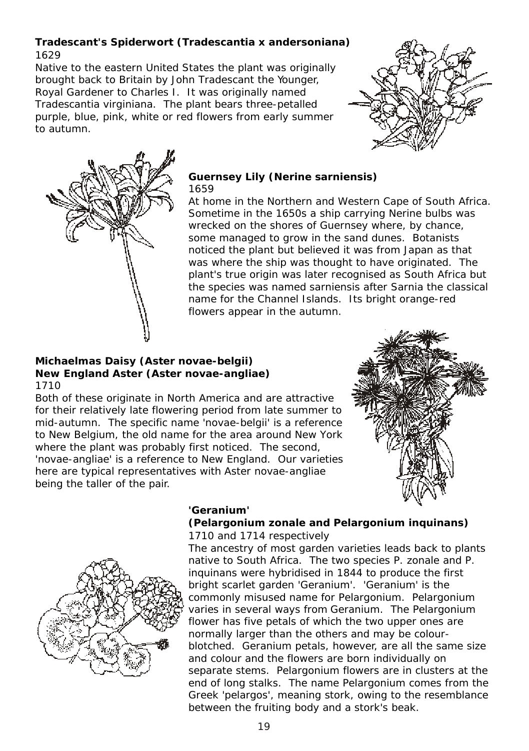**Tradescant's Spiderwort (Tradescantia x andersoniana)**
1629

Native to the eastern United States the plant was originally brought back to Britain by John Tradescant the Younger, Royal Gardener to Charles I. It was originally named Tradescantia virginiana. The plant bears three-petalled purple, blue, pink, white or red flowers from early summer to autumn.

**Guernsey Lily (Nerine sarniensis)**
1659

At home in the Northern and Western Cape of South Africa. Sometime in the 1650s a ship carrying Nerine bulbs was wrecked on the shores of Guernsey where, by chance, some managed to grow in the sand dunes. Botanists noticed the plant but believed it was from Japan as that was where the ship was thought to have originated. The plant's true origin was later recognised as South Africa but the species was named sarniensis after Sarnia the classical name for the Channel Islands. Its bright orange-red flowers appear in the autumn.

**Michaelmas Daisy (Aster novae-belgii)**
**New England Aster (Aster novae-angliae)**
1710

Both of these originate in North America and are attractive for their relatively late flowering period from late summer to mid-autumn. The specific name 'novae-belgii' is a reference to New Belgium, the old name for the area around New York where the plant was probably first noticed. The second, 'novae-angliae' is a reference to New England. Our varieties here are typical representatives with Aster novae-angliae being the taller of the pair.

**'Geranium'**
**(Pelargonium zonale and Pelargonium inquinans)**
1710 and 1714 respectively

The ancestry of most garden varieties leads back to plants native to South Africa. The two species P. zonale and P. inquinans were hybridised in 1844 to produce the first bright scarlet garden 'Geranium'. 'Geranium' is the commonly misused name for Pelargonium. Pelargonium varies in several ways from Geranium. The Pelargonium flower has five petals of which the two upper ones are normally larger than the others and may be colour-blotched. Geranium petals, however, are all the same size and colour and the flowers are born individually on separate stems. Pelargonium flowers are in clusters at the end of long stalks. The name Pelargonium comes from the Greek 'pelargos', meaning stork, owing to the resemblance between the fruiting body and a stork's beak.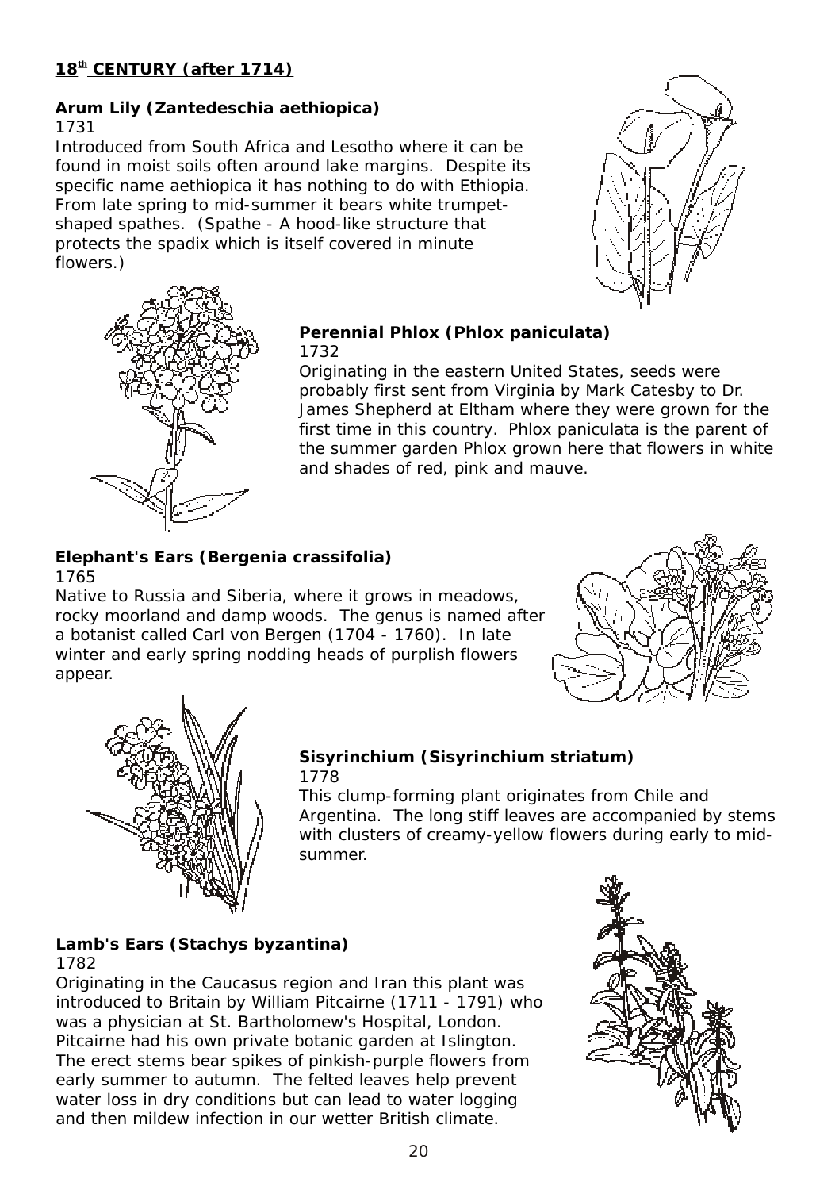## 18th CENTURY (after 1714)

### Arum Lily (Zantedeschia aethiopica)

1731

Introduced from South Africa and Lesotho where it can be found in moist soils often around lake margins. Despite its specific name aethiopica it has nothing to do with Ethiopia. From late spring to mid-summer it bears white trumpet-shaped spathes. (Spathe - A hood-like structure that protects the spadix which is itself covered in minute flowers.)

### Perennial Phlox (Phlox paniculata)

1732

Originating in the eastern United States, seeds were probably first sent from Virginia by Mark Catesby to Dr. James Shepherd at Eltham where they were grown for the first time in this country. Phlox paniculata is the parent of the summer garden Phlox grown here that flowers in white and shades of red, pink and mauve.

### Elephant's Ears (Bergenia crassifolia)

1765

Native to Russia and Siberia, where it grows in meadows, rocky moorland and damp woods. The genus is named after a botanist called Carl von Bergen (1704 - 1760). In late winter and early spring nodding heads of purplish flowers appear.

### Sisyrinchium (Sisyrinchium striatum)

1778

This clump-forming plant originates from Chile and Argentina. The long stiff leaves are accompanied by stems with clusters of creamy-yellow flowers during early to mid-summer.

### Lamb's Ears (Stachys byzantina)

1782

Originating in the Caucasus region and Iran this plant was introduced to Britain by William Pitcairne (1711 - 1791) who was a physician at St. Bartholomew's Hospital, London. Pitcairne had his own private botanic garden at Islington. The erect stems bear spikes of pinkish-purple flowers from early summer to autumn. The felted leaves help prevent water loss in dry conditions but can lead to water logging and then mildew infection in our wetter British climate.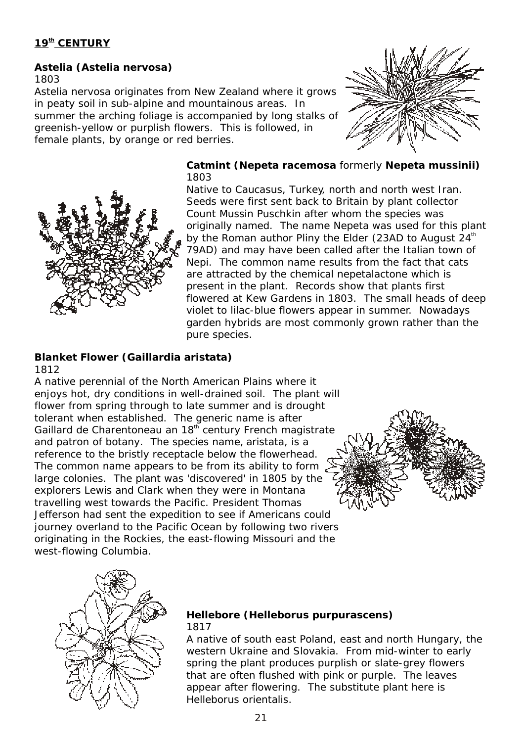## 19th CENTURY

### Astelia (Astelia nervosa)

1803

Astelia nervosa originates from New Zealand where it grows in peaty soil in sub-alpine and mountainous areas. In summer the arching foliage is accompanied by long stalks of greenish-yellow or purplish flowers. This is followed, in female plants, by orange or red berries.

### Catmint (Nepeta racemosa formerly Nepeta mussinii)

1803

Native to Caucasus, Turkey, north and north west Iran. Seeds were first sent back to Britain by plant collector Count Mussin Puschkin after whom the species was originally named. The name Nepeta was used for this plant by the Roman author Pliny the Elder (23AD to August 24th 79AD) and may have been called after the Italian town of Nepi. The common name results from the fact that cats are attracted by the chemical nepetalactone which is present in the plant. Records show that plants first flowered at Kew Gardens in 1803. The small heads of deep violet to lilac-blue flowers appear in summer. Nowadays garden hybrids are most commonly grown rather than the pure species.

### Blanket Flower (Gaillardia aristata)

1812

A native perennial of the North American Plains where it enjoys hot, dry conditions in well-drained soil. The plant will flower from spring through to late summer and is drought tolerant when established. The generic name is after Gaillard de Charentoneau an 18th century French magistrate and patron of botany. The species name, aristata, is a reference to the bristly receptacle below the flowerhead. The common name appears to be from its ability to form large colonies. The plant was 'discovered' in 1805 by the explorers Lewis and Clark when they were in Montana travelling west towards the Pacific. President Thomas Jefferson had sent the expedition to see if Americans could journey overland to the Pacific Ocean by following two rivers originating in the Rockies, the east-flowing Missouri and the west-flowing Columbia.

### Hellebore (Helleborus purpurascens)

1817

A native of south east Poland, east and north Hungary, the western Ukraine and Slovakia. From mid-winter to early spring the plant produces purplish or slate-grey flowers that are often flushed with pink or purple. The leaves appear after flowering. The substitute plant here is Helleborus orientalis.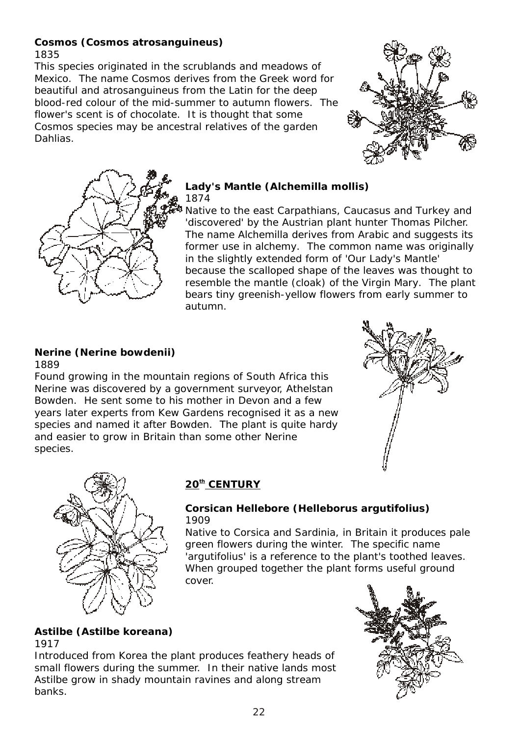**Cosmos (Cosmos atrosanguineus)**
1835

This species originated in the scrublands and meadows of Mexico. The name Cosmos derives from the Greek word for beautiful and atrosanguineus from the Latin for the deep blood-red colour of the mid-summer to autumn flowers. The flower's scent is of chocolate. It is thought that some Cosmos species may be ancestral relatives of the garden Dahlias.

**Lady's Mantle (Alchemilla mollis)**
1874

Native to the east Carpathians, Caucasus and Turkey and 'discovered' by the Austrian plant hunter Thomas Pilcher. The name Alchemilla derives from Arabic and suggests its former use in alchemy. The common name was originally in the slightly extended form of 'Our Lady's Mantle' because the scalloped shape of the leaves was thought to resemble the mantle (cloak) of the Virgin Mary. The plant bears tiny greenish-yellow flowers from early summer to autumn.

**Nerine (Nerine bowdenii)**
1889

Found growing in the mountain regions of South Africa this Nerine was discovered by a government surveyor, Athelstan Bowden. He sent some to his mother in Devon and a few years later experts from Kew Gardens recognised it as a new species and named it after Bowden. The plant is quite hardy and easier to grow in Britain than some other Nerine species.

## 20th CENTURY

**Corsican Hellebore (Helleborus argutifolius)**
1909

Native to Corsica and Sardinia, in Britain it produces pale green flowers during the winter. The specific name 'argutifolius' is a reference to the plant's toothed leaves. When grouped together the plant forms useful ground cover.

**Astilbe (Astilbe koreana)**
1917

Introduced from Korea the plant produces feathery heads of small flowers during the summer. In their native lands most Astilbe grow in shady mountain ravines and along stream banks.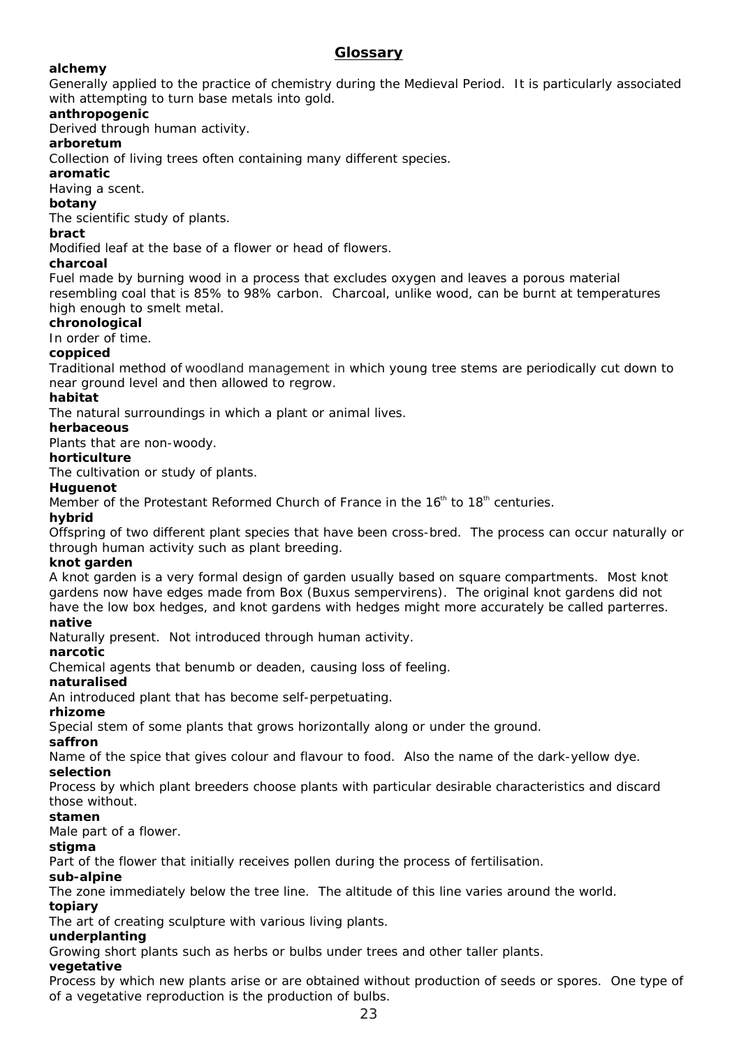## Glossary

**alchemy**

Generally applied to the practice of chemistry during the Medieval Period. It is particularly associated with attempting to turn base metals into gold.

**anthropogenic**

Derived through human activity.

**arboretum**

Collection of living trees often containing many different species.

**aromatic**

Having a scent.

**botany**

The scientific study of plants.

**bract**

Modified leaf at the base of a flower or head of flowers.

**charcoal**

Fuel made by burning wood in a process that excludes oxygen and leaves a porous material resembling coal that is 85% to 98% carbon. Charcoal, unlike wood, can be burnt at temperatures high enough to smelt metal.

**chronological**

In order of time.

**coppiced**

Traditional method of woodland management in which young tree stems are periodically cut down to near ground level and then allowed to regrow.

**habitat**

The natural surroundings in which a plant or animal lives.

**herbaceous**

Plants that are non-woody.

**horticulture**

The cultivation or study of plants.

**Huguenot**

Member of the Protestant Reformed Church of France in the 16th to 18th centuries.

**hybrid**

Offspring of two different plant species that have been cross-bred. The process can occur naturally or through human activity such as plant breeding.

**knot garden**

A knot garden is a very formal design of garden usually based on square compartments. Most knot gardens now have edges made from Box (Buxus sempervirens). The original knot gardens did not have the low box hedges, and knot gardens with hedges might more accurately be called parterres.

**native**

Naturally present. Not introduced through human activity.

**narcotic**

Chemical agents that benumb or deaden, causing loss of feeling.

**naturalised**

An introduced plant that has become self-perpetuating.

**rhizome**

Special stem of some plants that grows horizontally along or under the ground.

**saffron**

Name of the spice that gives colour and flavour to food. Also the name of the dark-yellow dye.

**selection**

Process by which plant breeders choose plants with particular desirable characteristics and discard those without.

**stamen**

Male part of a flower.

**stigma**

Part of the flower that initially receives pollen during the process of fertilisation.

**sub-alpine**

The zone immediately below the tree line. The altitude of this line varies around the world.

**topiary**

The art of creating sculpture with various living plants.

**underplanting**

Growing short plants such as herbs or bulbs under trees and other taller plants.

**vegetative**

Process by which new plants arise or are obtained without production of seeds or spores. One type of of a vegetative reproduction is the production of bulbs.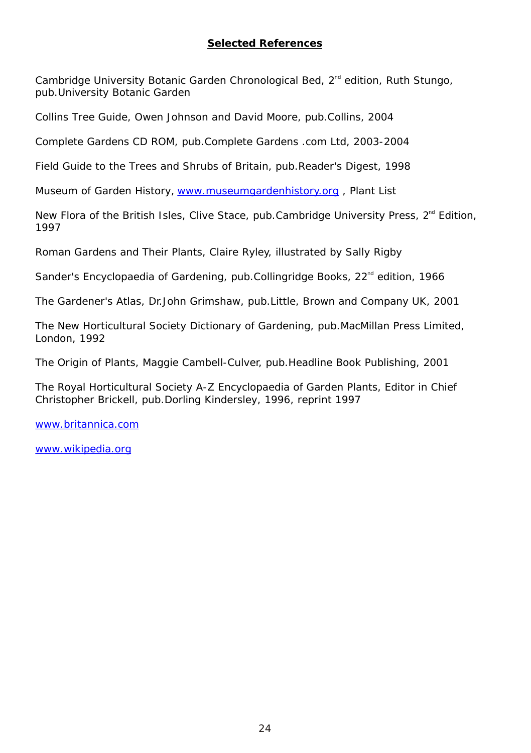## Selected References

Cambridge University Botanic Garden Chronological Bed, 2nd edition, Ruth Stungo, pub.University Botanic Garden

Collins Tree Guide, Owen Johnson and David Moore, pub.Collins, 2004

Complete Gardens CD ROM, pub.Complete Gardens .com Ltd, 2003-2004

Field Guide to the Trees and Shrubs of Britain, pub.Reader's Digest, 1998

Museum of Garden History, www.museumgardenhistory.org , Plant List

New Flora of the British Isles, Clive Stace, pub.Cambridge University Press, 2nd Edition, 1997

Roman Gardens and Their Plants, Claire Ryley, illustrated by Sally Rigby

Sander's Encyclopaedia of Gardening, pub.Collingridge Books, 22nd edition, 1966

The Gardener's Atlas, Dr.John Grimshaw, pub.Little, Brown and Company UK, 2001

The New Horticultural Society Dictionary of Gardening, pub.MacMillan Press Limited, London, 1992

The Origin of Plants, Maggie Cambell-Culver, pub.Headline Book Publishing, 2001

The Royal Horticultural Society A-Z Encyclopaedia of Garden Plants, Editor in Chief Christopher Brickell, pub.Dorling Kindersley, 1996, reprint 1997

www.britannica.com

www.wikipedia.org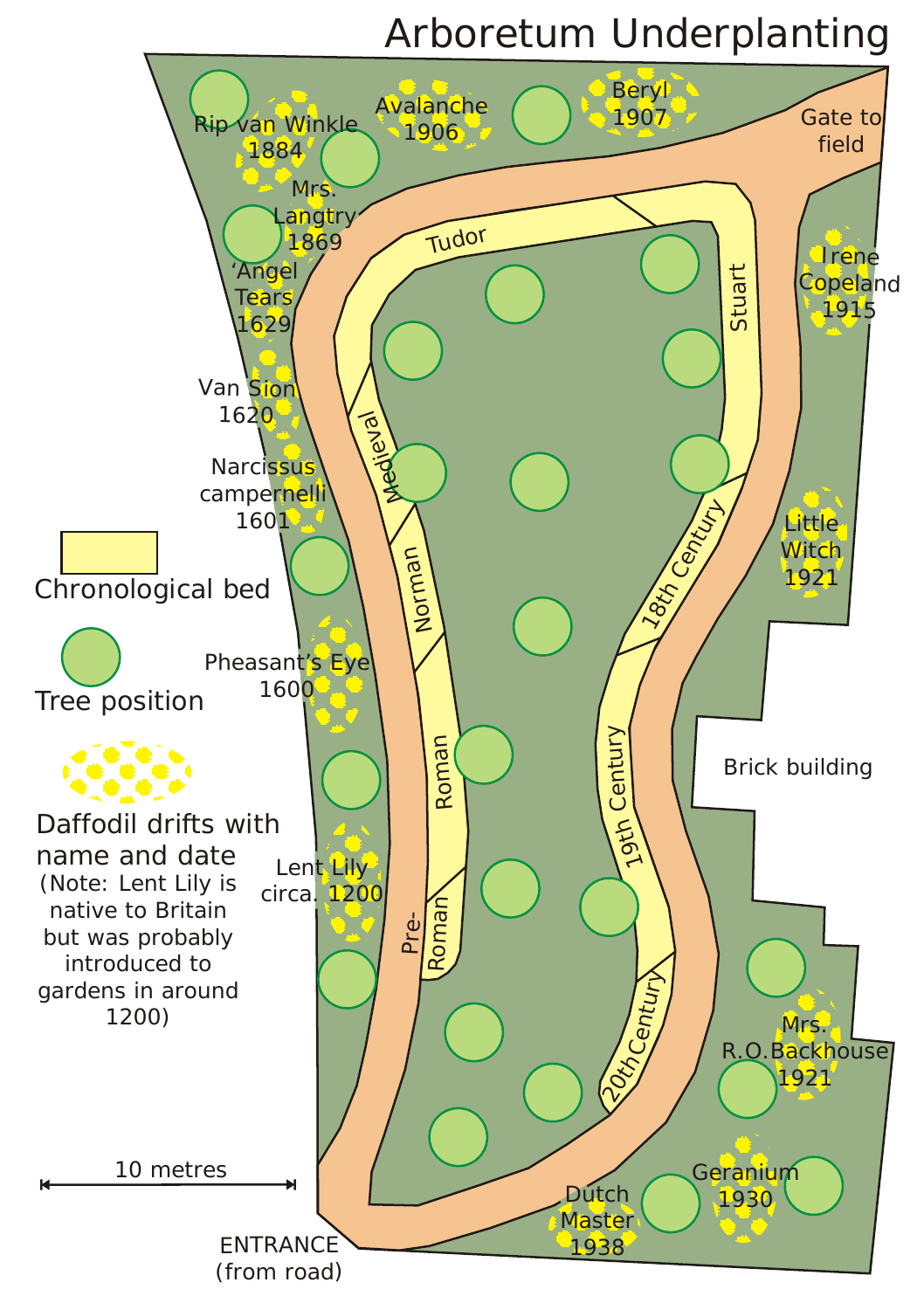# Arboretum Underplanting

Chronological bed

Tree position

Daffodil drifts with name and date
(Note: Lent Lily is native to Britain but was probably introduced to gardens in around 1200)

10 metres

Rip van Winkle 1884

Avalanche 1906

Beryl 1907

Gate to field

Mrs. Langtry 1869

'Angel Tears 1629

Van Sion 1620

Narcissus campernelli 1601

Pheasant's Eye 1600

Lent Lily circa. 1200

Irene Copeland 1915

Little Witch 1921

Brick building

Mrs. R.O.Backhouse 1921

Geranium 1930

Dutch Master 1938

ENTRANCE (from road)

Tudor

Stuart

Medieval

Norman

Roman

Pre-Roman

18th Century

19th Century

20th Century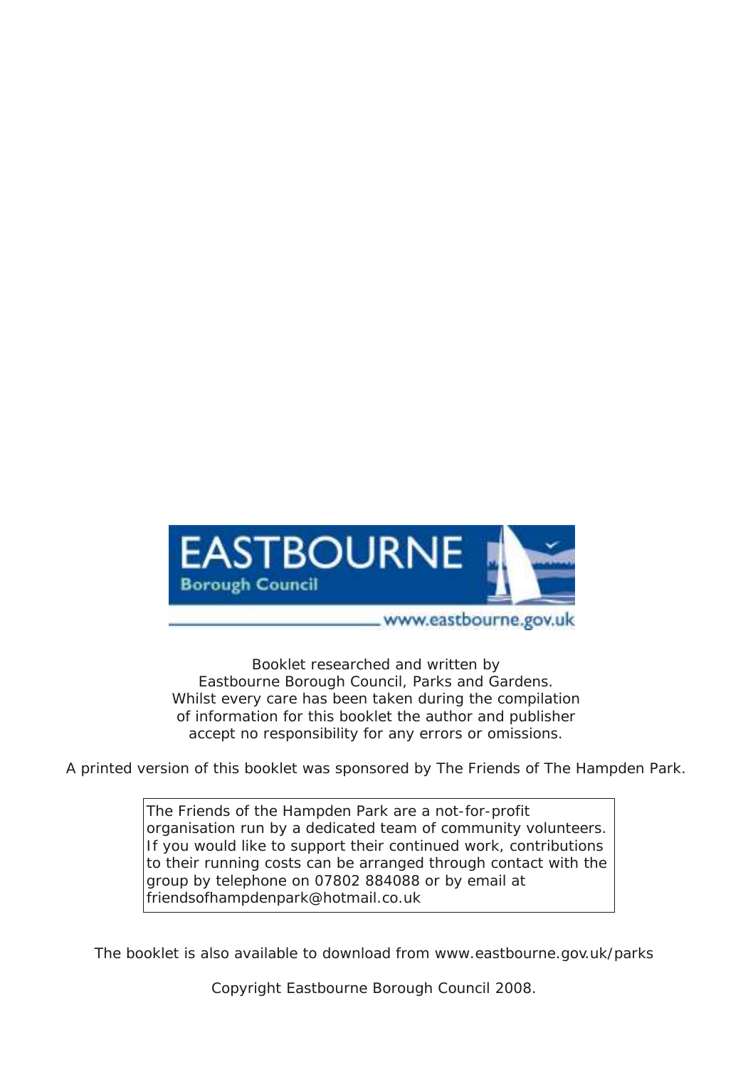EASTBOURNE
Borough Council

www.eastbourne.gov.uk

Booklet researched and written by
Eastbourne Borough Council, Parks and Gardens.
Whilst every care has been taken during the compilation
of information for this booklet the author and publisher
accept no responsibility for any errors or omissions.

A printed version of this booklet was sponsored by The Friends of The Hampden Park.

The Friends of the Hampden Park are a not-for-profit organisation run by a dedicated team of community volunteers. If you would like to support their continued work, contributions to their running costs can be arranged through contact with the group by telephone on 07802 884088 or by email at friendsofhampdenpark@hotmail.co.uk

The booklet is also available to download from www.eastbourne.gov.uk/parks

Copyright Eastbourne Borough Council 2008.